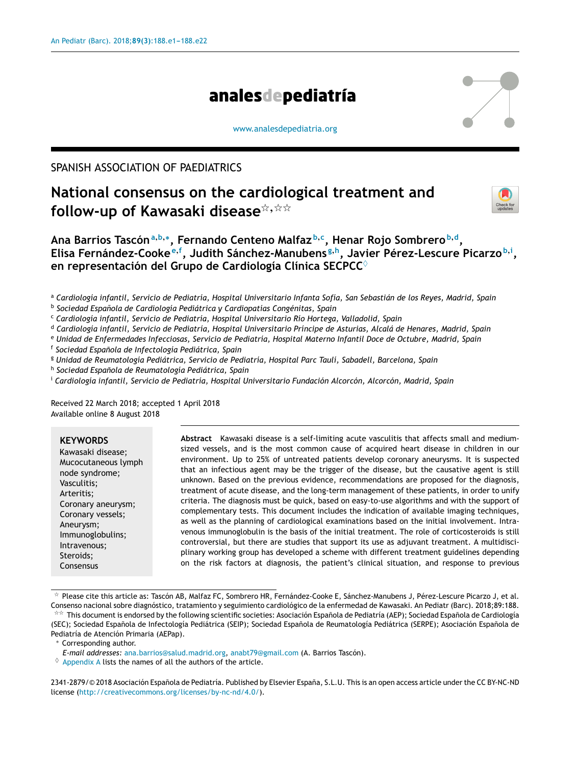SPANISH ASSOCIATION OF PAEDIATRICS

# National consensus on the cardiological treatment and follow-up of Kawasaki disease☆,☆☆

**Ana Barrios Tascón[a,b,*], Fernando Centeno Malfaz[b,c], Henar Rojo Sombrero[b,d], Elisa Fernández-Cooke[e,f], Judith Sánchez-Manubens[g,h], Javier Pérez-Lescure Picarzo[b,i], en representación del Grupo de Cardiología Clínica SECPCC◊**

[a] *Cardiología infantil, Servicio de Pediatría, Hospital Universitario Infanta Sofía, San Sebastián de los Reyes, Madrid, Spain*
[b] *Sociedad Española de Cardiología Pediátrica y Cardiopatías Congénitas, Spain*
[c] *Cardiología infantil, Servicio de Pediatría, Hospital Universitario Río Hortega, Valladolid, Spain*
[d] *Cardiología infantil, Servicio de Pediatría, Hospital Universitario Príncipe de Asturias, Alcalá de Henares, Madrid, Spain*
[e] *Unidad de Enfermedades Infecciosas, Servicio de Pediatría, Hospital Materno Infantil Doce de Octubre, Madrid, Spain*
[f] *Sociedad Española de Infectología Pediátrica, Spain*
[g] *Unidad de Reumatología Pediátrica, Servicio de Pediatría, Hospital Parc Taulí, Sabadell, Barcelona, Spain*
[h] *Sociedad Española de Reumatología Pediátrica, Spain*
[i] *Cardiología infantil, Servicio de Pediatría, Hospital Universitario Fundación Alcorcón, Alcorcón, Madrid, Spain*

Received 22 March 2018; accepted 1 April 2018
Available online 8 August 2018

**KEYWORDS**
Kawasaki disease;
Mucocutaneous lymph node syndrome;
Vasculitis;
Arteritis;
Coronary aneurysm;
Coronary vessels;
Aneurysm;
Immunoglobulins;
Intravenous;
Steroids;
Consensus

**Abstract** Kawasaki disease is a self-limiting acute vasculitis that affects small and medium-sized vessels, and is the most common cause of acquired heart disease in children in our environment. Up to 25% of untreated patients develop coronary aneurysms. It is suspected that an infectious agent may be the trigger of the disease, but the causative agent is still unknown. Based on the previous evidence, recommendations are proposed for the diagnosis, treatment of acute disease, and the long-term management of these patients, in order to unify criteria. The diagnosis must be quick, based on easy-to-use algorithms and with the support of complementary tests. This document includes the indication of available imaging techniques, as well as the planning of cardiological examinations based on the initial involvement. Intravenous immunoglobulin is the basis of the initial treatment. The role of corticosteroids is still controversial, but there are studies that support its use as adjuvant treatment. A multidisciplinary working group has developed a scheme with different treatment guidelines depending on the risk factors at diagnosis, the patient's clinical situation, and response to previous

☆ Please cite this article as: Tascón AB, Malfaz FC, Sombrero HR, Fernández-Cooke E, Sánchez-Manubens J, Pérez-Lescure Picarzo J, et al. Consenso nacional sobre diagnóstico, tratamiento y seguimiento cardiológico de la enfermedad de Kawasaki. An Pediatr (Barc). 2018;89:188.

☆☆ This document is endorsed by the following scientific societies: Asociación Española de Pediatría (AEP); Sociedad Española de Cardiología (SEC); Sociedad Española de Infectología Pediátrica (SEIP); Sociedad Española de Reumatología Pediátrica (SERPE); Asociación Española de Pediatría de Atención Primaria (AEPap).

\* Corresponding author.
*E-mail addresses:* ana.barrios@salud.madrid.org, anabt79@gmail.com (A. Barrios Tascón).

◊ Appendix A lists the names of all the authors of the article.

2341-2879/© 2018 Asociación Española de Pediatría. Published by Elsevier España, S.L.U. This is an open access article under the CC BY-NC-ND license (http://creativecommons.org/licenses/by-nc-nd/4.0/).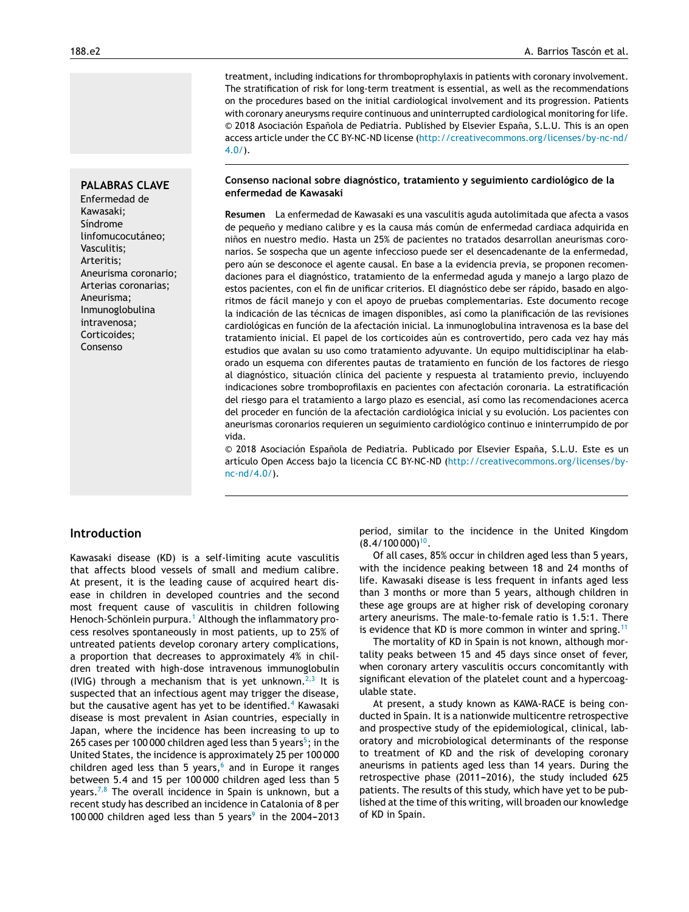treatment, including indications for thromboprophylaxis in patients with coronary involvement. The stratification of risk for long-term treatment is essential, as well as the recommendations on the procedures based on the initial cardiological involvement and its progression. Patients with coronary aneurysms require continuous and uninterrupted cardiological monitoring for life.

© 2018 Asociación Española de Pediatría. Published by Elsevier España, S.L.U. This is an open access article under the CC BY-NC-ND license (http://creativecommons.org/licenses/by-nc-nd/4.0/).

**PALABRAS CLAVE**
Enfermedad de Kawasaki;
Síndrome linfomucocutáneo;
Vasculitis;
Arteritis;
Aneurisma coronario;
Arterias coronarias;
Aneurisma;
Inmunoglobulina intravenosa;
Corticoides;
Consenso

**Consenso nacional sobre diagnóstico, tratamiento y seguimiento cardiológico de la enfermedad de Kawasaki**

**Resumen** La enfermedad de Kawasaki es una vasculitis aguda autolimitada que afecta a vasos de pequeño y mediano calibre y es la causa más común de enfermedad cardiaca adquirida en niños en nuestro medio. Hasta un 25% de pacientes no tratados desarrollan aneurismas coronarios. Se sospecha que un agente infeccioso puede ser el desencadenante de la enfermedad, pero aún se desconoce el agente causal. En base a la evidencia previa, se proponen recomendaciones para el diagnóstico, tratamiento de la enfermedad aguda y manejo a largo plazo de estos pacientes, con el fin de unificar criterios. El diagnóstico debe ser rápido, basado en algoritmos de fácil manejo y con el apoyo de pruebas complementarias. Este documento recoge la indicación de las técnicas de imagen disponibles, así como la planificación de las revisiones cardiológicas en función de la afectación inicial. La inmunoglobulina intravenosa es la base del tratamiento inicial. El papel de los corticoides aún es controvertido, pero cada vez hay más estudios que avalan su uso como tratamiento adyuvante. Un equipo multidisciplinar ha elaborado un esquema con diferentes pautas de tratamiento en función de los factores de riesgo al diagnóstico, situación clínica del paciente y respuesta al tratamiento previo, incluyendo indicaciones sobre tromboprofilaxis en pacientes con afectación coronaria. La estratificación del riesgo para el tratamiento a largo plazo es esencial, así como las recomendaciones acerca del proceder en función de la afectación cardiológica inicial y su evolución. Los pacientes con aneurismas coronarios requieren un seguimiento cardiológico continuo e ininterrumpido de por vida.

© 2018 Asociación Española de Pediatría. Publicado por Elsevier España, S.L.U. Este es un artículo Open Access bajo la licencia CC BY-NC-ND (http://creativecommons.org/licenses/by-nc-nd/4.0/).

## Introduction

Kawasaki disease (KD) is a self-limiting acute vasculitis that affects blood vessels of small and medium calibre. At present, it is the leading cause of acquired heart disease in children in developed countries and the second most frequent cause of vasculitis in children following Henoch-Schönlein purpura.[1] Although the inflammatory process resolves spontaneously in most patients, up to 25% of untreated patients develop coronary artery complications, a proportion that decreases to approximately 4% in children treated with high-dose intravenous immunoglobulin (IVIG) through a mechanism that is yet unknown.[2,3] It is suspected that an infectious agent may trigger the disease, but the causative agent has yet to be identified.[4] Kawasaki disease is most prevalent in Asian countries, especially in Japan, where the incidence has been increasing to up to 265 cases per 100 000 children aged less than 5 years[5]; in the United States, the incidence is approximately 25 per 100 000 children aged less than 5 years,[6] and in Europe it ranges between 5.4 and 15 per 100 000 children aged less than 5 years.[7,8] The overall incidence in Spain is unknown, but a recent study has described an incidence in Catalonia of 8 per 100 000 children aged less than 5 years[9] in the 2004–2013 period, similar to the incidence in the United Kingdom (8.4/100 000)[10].

Of all cases, 85% occur in children aged less than 5 years, with the incidence peaking between 18 and 24 months of life. Kawasaki disease is less frequent in infants aged less than 3 months or more than 5 years, although children in these age groups are at higher risk of developing coronary artery aneurysms. The male-to-female ratio is 1.5:1. There is evidence that KD is more common in winter and spring.[11]

The mortality of KD in Spain is not known, although mortality peaks between 15 and 45 days since onset of fever, when coronary artery vasculitis occurs concomitantly with significant elevation of the platelet count and a hypercoagulable state.

At present, a study known as KAWA-RACE is being conducted in Spain. It is a nationwide multicentre retrospective and prospective study of the epidemiological, clinical, laboratory and microbiological determinants of the response to treatment of KD and the risk of developing coronary aneurisms in patients aged less than 14 years. During the retrospective phase (2011–2016), the study included 625 patients. The results of this study, which have yet to be published at the time of this writing, will broaden our knowledge of KD in Spain.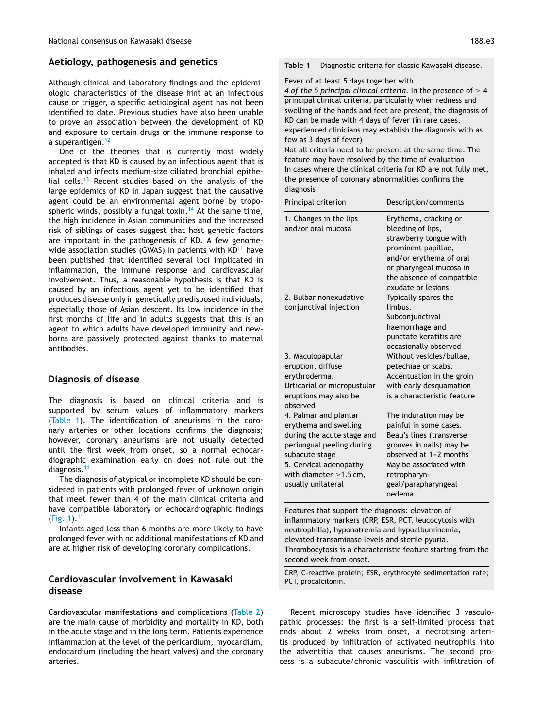## Aetiology, pathogenesis and genetics

Although clinical and laboratory findings and the epidemiologic characteristics of the disease hint at an infectious cause or trigger, a specific aetiological agent has not been identified to date. Previous studies have also been unable to prove an association between the development of KD and exposure to certain drugs or the immune response to a superantigen.[12]

One of the theories that is currently most widely accepted is that KD is caused by an infectious agent that is inhaled and infects medium-size ciliated bronchial epithelial cells.[13] Recent studies based on the analysis of the large epidemics of KD in Japan suggest that the causative agent could be an environmental agent borne by tropospheric winds, possibly a fungal toxin.[14] At the same time, the high incidence in Asian communities and the increased risk of siblings of cases suggest that host genetic factors are important in the pathogenesis of KD. A few genome-wide association studies (GWAS) in patients with KD[11] have been published that identified several loci implicated in inflammation, the immune response and cardiovascular involvement. Thus, a reasonable hypothesis is that KD is caused by an infectious agent yet to be identified that produces disease only in genetically predisposed individuals, especially those of Asian descent. Its low incidence in the first months of life and in adults suggests that this is an agent to which adults have developed immunity and newborns are passively protected against thanks to maternal antibodies.

## Diagnosis of disease

The diagnosis is based on clinical criteria and is supported by serum values of inflammatory markers (Table 1). The identification of aneurisms in the coronary arteries or other locations confirms the diagnosis; however, coronary aneurisms are not usually detected until the first week from onset, so a normal echocardiographic examination early on does not rule out the diagnosis.[11]

The diagnosis of atypical or incomplete KD should be considered in patients with prolonged fever of unknown origin that meet fewer than 4 of the main clinical criteria and have compatible laboratory or echocardiographic findings (Fig. 1).[11]

Infants aged less than 6 months are more likely to have prolonged fever with no additional manifestations of KD and are at higher risk of developing coronary complications.

**Table 1** Diagnostic criteria for classic Kawasaki disease.

Fever of at least 5 days together with *4 of the 5 principal clinical criteria*. In the presence of ≥ 4 principal clinical criteria, particularly when redness and swelling of the hands and feet are present, the diagnosis of KD can be made with 4 days of fever (in rare cases, experienced clinicians may establish the diagnosis with as few as 3 days of fever)

Not all criteria need to be present at the same time. The feature may have resolved by the time of evaluation

In cases where the clinical criteria for KD are not fully met, the presence of coronary abnormalities confirms the diagnosis

| Principal criterion | Description/comments |
|---|---|
| 1. Changes in the lips and/or oral mucosa | Erythema, cracking or bleeding of lips, strawberry tongue with prominent papillae, and/or erythema of oral or pharyngeal mucosa in the absence of compatible exudate or lesions |
| 2. Bulbar nonexudative conjunctival injection | Typically spares the limbus. Subconjunctival haemorrhage and punctate keratitis are occasionally observed |
| 3. Maculopapular eruption, diffuse erythroderma. Urticarial or micropustular eruptions may also be observed | Without vesicles/bullae, petechiae or scabs. Accentuation in the groin with early desquamation is a characteristic feature |
| 4. Palmar and plantar erythema and swelling during the acute stage and periungual peeling during subacute stage | The induration may be painful in some cases. Beau's lines (transverse grooves in nails) may be observed at 1–2 months |
| 5. Cervical adenopathy with diameter ≥1.5 cm, usually unilateral | May be associated with retropharyngeal/parapharyngeal oedema |

Features that support the diagnosis: elevation of inflammatory markers (CRP, ESR, PCT, leucocytosis with neutrophilia), hyponatremia and hypoalbuminemia, elevated transaminase levels and sterile pyuria. Thrombocytosis is a characteristic feature starting from the second week from onset.

CRP, C-reactive protein; ESR, erythrocyte sedimentation rate; PCT, procalcitonin.

## Cardiovascular involvement in Kawasaki disease

Cardiovascular manifestations and complications (Table 2) are the main cause of morbidity and mortality in KD, both in the acute stage and in the long term. Patients experience inflammation at the level of the pericardium, myocardium, endocardium (including the heart valves) and the coronary arteries.

Recent microscopy studies have identified 3 vasculopathic processes: the first is a self-limited process that ends about 2 weeks from onset, a necrotising arteritis produced by infiltration of activated neutrophils into the adventitia that causes aneurisms. The second process is a subacute/chronic vasculitis with infiltration of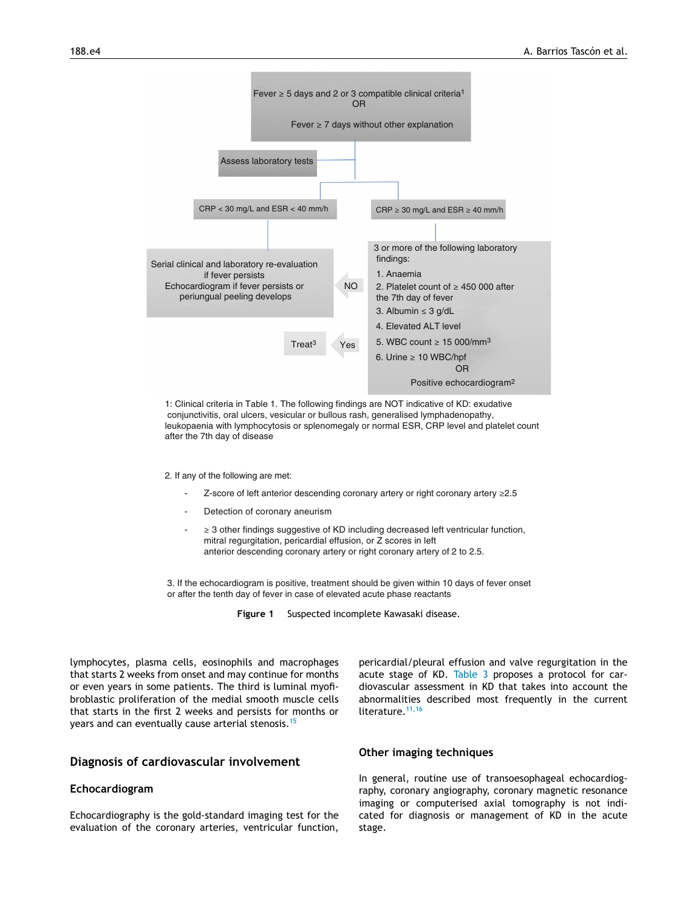Fever ≥ 5 days and 2 or 3 compatible clinical criteria[1]
OR
Fever ≥ 7 days without other explanation

Assess laboratory tests

CRP < 30 mg/L and ESR < 40 mm/h

CRP ≥ 30 mg/L and ESR ≥ 40 mm/h

Serial clinical and laboratory re-evaluation if fever persists
Echocardiogram if fever persists or periungual peeling develops

NO

3 or more of the following laboratory findings:

1. Anaemia
2. Platelet count of ≥ 450 000 after the 7th day of fever
3. Albumin ≤ 3 g/dL
4. Elevated ALT level
5. WBC count ≥ 15 000/mm$^3$
6. Urine ≥ 10 WBC/hpf

OR

Positive echocardiogram[2]

Yes

Treat[3]

1: Clinical criteria in Table 1. The following findings are NOT indicative of KD: exudative conjunctivitis, oral ulcers, vesicular or bullous rash, generalised lymphadenopathy, leukopaenia with lymphocytosis or splenomegaly or normal ESR, CRP level and platelet count after the 7th day of disease

2. If any of the following are met:

- Z-score of left anterior descending coronary artery or right coronary artery ≥2.5
- Detection of coronary aneurism
- ≥ 3 other findings suggestive of KD including decreased left ventricular function, mitral regurgitation, pericardial effusion, or Z scores in left anterior descending coronary artery or right coronary artery of 2 to 2.5.

3. If the echocardiogram is positive, treatment should be given within 10 days of fever onset or after the tenth day of fever in case of elevated acute phase reactants

**Figure 1** Suspected incomplete Kawasaki disease.

lymphocytes, plasma cells, eosinophils and macrophages that starts 2 weeks from onset and may continue for months or even years in some patients. The third is luminal myofibroblastic proliferation of the medial smooth muscle cells that starts in the first 2 weeks and persists for months or years and can eventually cause arterial stenosis.[15]

## Diagnosis of cardiovascular involvement

### Echocardiogram

Echocardiography is the gold-standard imaging test for the evaluation of the coronary arteries, ventricular function, pericardial/pleural effusion and valve regurgitation in the acute stage of KD. Table 3 proposes a protocol for cardiovascular assessment in KD that takes into account the abnormalities described most frequently in the current literature.[11,16]

### Other imaging techniques

In general, routine use of transoesophageal echocardiography, coronary angiography, coronary magnetic resonance imaging or computerised axial tomography is not indicated for diagnosis or management of KD in the acute stage.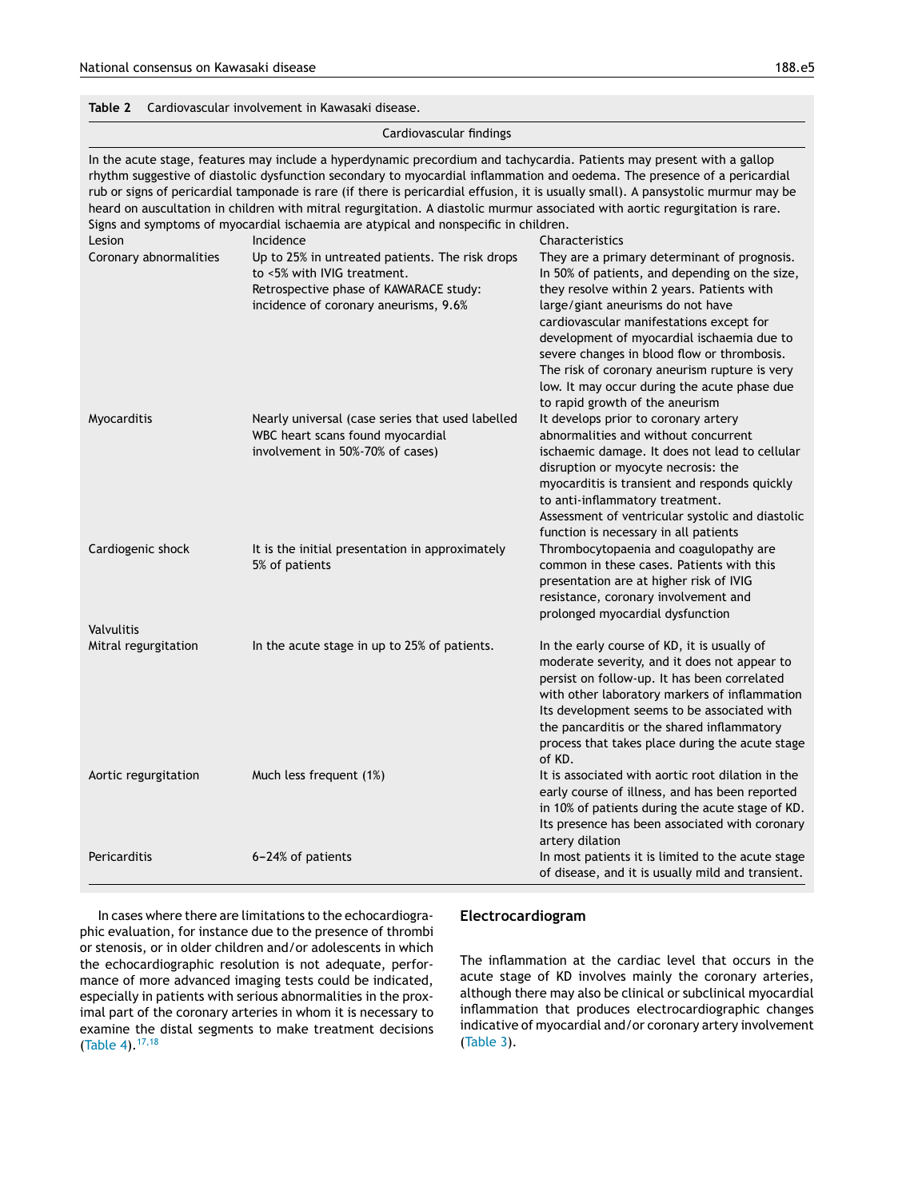**Table 2** Cardiovascular involvement in Kawasaki disease.

| Cardiovascular findings | | |
|---|---|---|
| In the acute stage, features may include a hyperdynamic precordium and tachycardia. Patients may present with a gallop rhythm suggestive of diastolic dysfunction secondary to myocardial inflammation and oedema. The presence of a pericardial rub or signs of pericardial tamponade is rare (if there is pericardial effusion, it is usually small). A pansystolic murmur may be heard on auscultation in children with mitral regurgitation. A diastolic murmur associated with aortic regurgitation is rare. Signs and symptoms of myocardial ischaemia are atypical and nonspecific in children. | | |
| Lesion | Incidence | Characteristics |
| Coronary abnormalities | Up to 25% in untreated patients. The risk drops to <5% with IVIG treatment. Retrospective phase of KAWARACE study: incidence of coronary aneurisms, 9.6% | They are a primary determinant of prognosis. In 50% of patients, and depending on the size, they resolve within 2 years. Patients with large/giant aneurisms do not have cardiovascular manifestations except for development of myocardial ischaemia due to severe changes in blood flow or thrombosis. The risk of coronary aneurism rupture is very low. It may occur during the acute phase due to rapid growth of the aneurism |
| Myocarditis | Nearly universal (case series that used labelled WBC heart scans found myocardial involvement in 50%-70% of cases) | It develops prior to coronary artery abnormalities and without concurrent ischaemic damage. It does not lead to cellular disruption or myocyte necrosis: the myocarditis is transient and responds quickly to anti-inflammatory treatment. Assessment of ventricular systolic and diastolic function is necessary in all patients |
| Cardiogenic shock | It is the initial presentation in approximately 5% of patients | Thrombocytopaenia and coagulopathy are common in these cases. Patients with this presentation are at higher risk of IVIG resistance, coronary involvement and prolonged myocardial dysfunction |
| Valvulitis | | |
| Mitral regurgitation | In the acute stage in up to 25% of patients. | In the early course of KD, it is usually of moderate severity, and it does not appear to persist on follow-up. It has been correlated with other laboratory markers of inflammation Its development seems to be associated with the pancarditis or the shared inflammatory process that takes place during the acute stage of KD. |
| Aortic regurgitation | Much less frequent (1%) | It is associated with aortic root dilation in the early course of illness, and has been reported in 10% of patients during the acute stage of KD. Its presence has been associated with coronary artery dilation |
| Pericarditis | 6−24% of patients | In most patients it is limited to the acute stage of disease, and it is usually mild and transient. |

In cases where there are limitations to the echocardiographic evaluation, for instance due to the presence of thrombi or stenosis, or in older children and/or adolescents in which the echocardiographic resolution is not adequate, performance of more advanced imaging tests could be indicated, especially in patients with serious abnormalities in the proximal part of the coronary arteries in whom it is necessary to examine the distal segments to make treatment decisions (Table 4).[17,18]

## Electrocardiogram

The inflammation at the cardiac level that occurs in the acute stage of KD involves mainly the coronary arteries, although there may also be clinical or subclinical myocardial inflammation that produces electrocardiographic changes indicative of myocardial and/or coronary artery involvement (Table 3).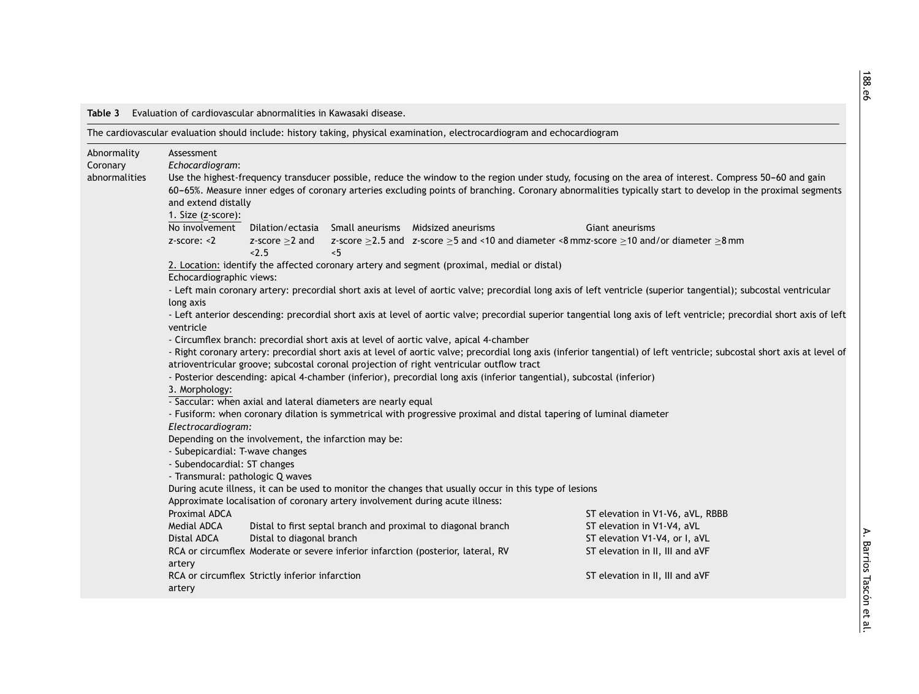**Table 3** Evaluation of cardiovascular abnormalities in Kawasaki disease.

The cardiovascular evaluation should include: history taking, physical examination, electrocardiogram and echocardiogram

| Abnormality | Assessment |
|---|---|
| Coronary abnormalities | *Echocardiogram*: |
| | Use the highest-frequency transducer possible, reduce the window to the region under study, focusing on the area of interest. Compress 50–60 and gain 60–65%. Measure inner edges of coronary arteries excluding points of branching. Coronary abnormalities typically start to develop in the proximal segments and extend distally |
| | 1. Size (z-score): |
| | No involvement: z-score: <2 |
| | Dilation/ectasia: z-score ≥2 and <2.5 |
| | Small aneurisms: z-score ≥2.5 and <5 |
| | Midsized aneurisms: z-score ≥5 and <10 and diameter <8 mm |
| | Giant aneurisms: z-score ≥10 and/or diameter ≥8 mm |
| | 2. Location: identify the affected coronary artery and segment (proximal, medial or distal) |
| | Echocardiographic views: |
| | - Left main coronary artery: precordial short axis at level of aortic valve; precordial long axis of left ventricle (superior tangential); subcostal ventricular long axis |
| | - Left anterior descending: precordial short axis at level of aortic valve; precordial superior tangential long axis of left ventricle; precordial short axis of left ventricle |
| | - Circumflex branch: precordial short axis at level of aortic valve, apical 4-chamber |
| | - Right coronary artery: precordial short axis at level of aortic valve; precordial long axis (inferior tangential) of left ventricle; subcostal short axis at level of atrioventricular groove; subcostal coronal projection of right ventricular outflow tract |
| | - Posterior descending: apical 4-chamber (inferior), precordial long axis (inferior tangential), subcostal (inferior) |
| | 3. Morphology: |
| | - Saccular: when axial and lateral diameters are nearly equal |
| | - Fusiform: when coronary dilation is symmetrical with progressive proximal and distal tapering of luminal diameter |
| | *Electrocardiogram:* |
| | Depending on the involvement, the infarction may be: |
| | - Subepicardial: T-wave changes |
| | - Subendocardial: ST changes |
| | - Transmural: pathologic Q waves |
| | During acute illness, it can be used to monitor the changes that usually occur in this type of lesions |
| | Approximate localisation of coronary artery involvement during acute illness: |

| Location | Description | ECG findings |
|---|---|---|
| Proximal ADCA | | ST elevation in V1-V6, aVL, RBBB |
| Medial ADCA | Distal to first septal branch and proximal to diagonal branch | ST elevation in V1-V4, aVL |
| Distal ADCA | Distal to diagonal branch | ST elevation V1-V4, or I, aVL |
| RCA or circumflex artery | Moderate or severe inferior infarction (posterior, lateral, RV | ST elevation in II, III and aVF |
| RCA or circumflex artery | Strictly inferior infarction | ST elevation in II, III and aVF |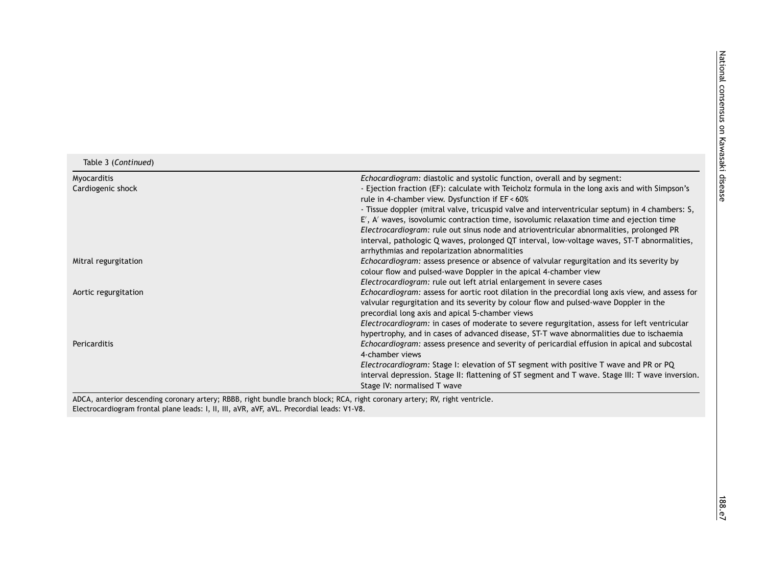Table 3 (*Continued*)

| | |
|---|---|
| Myocarditis<br>Cardiogenic shock | *Echocardiogram:* diastolic and systolic function, overall and by segment:<br>- Ejection fraction (EF): calculate with Teicholz formula in the long axis and with Simpson's rule in 4-chamber view. Dysfunction if EF < 60%<br>- Tissue doppler (mitral valve, tricuspid valve and interventricular septum) in 4 chambers: S, E′, A′ waves, isovolumic contraction time, isovolumic relaxation time and ejection time<br>*Electrocardiogram:* rule out sinus node and atrioventricular abnormalities, prolonged PR interval, pathologic Q waves, prolonged QT interval, low-voltage waves, ST-T abnormalities, arrhythmias and repolarization abnormalities |
| Mitral regurgitation | *Echocardiogram:* assess presence or absence of valvular regurgitation and its severity by colour flow and pulsed-wave Doppler in the apical 4-chamber view<br>*Electrocardiogram:* rule out left atrial enlargement in severe cases |
| Aortic regurgitation | *Echocardiogram:* assess for aortic root dilation in the precordial long axis view, and assess for valvular regurgitation and its severity by colour flow and pulsed-wave Doppler in the precordial long axis and apical 5-chamber views<br>*Electrocardiogram:* in cases of moderate to severe regurgitation, assess for left ventricular hypertrophy, and in cases of advanced disease, ST-T wave abnormalities due to ischaemia |
| Pericarditis | *Echocardiogram:* assess presence and severity of pericardial effusion in apical and subcostal 4-chamber views<br>*Electrocardiogram:* Stage I: elevation of ST segment with positive T wave and PR or PQ interval depression. Stage II: flattening of ST segment and T wave. Stage III: T wave inversion. Stage IV: normalised T wave |

ADCA, anterior descending coronary artery; RBBB, right bundle branch block; RCA, right coronary artery; RV, right ventricle.
Electrocardiogram frontal plane leads: I, II, III, aVR, aVF, aVL. Precordial leads: V1-V8.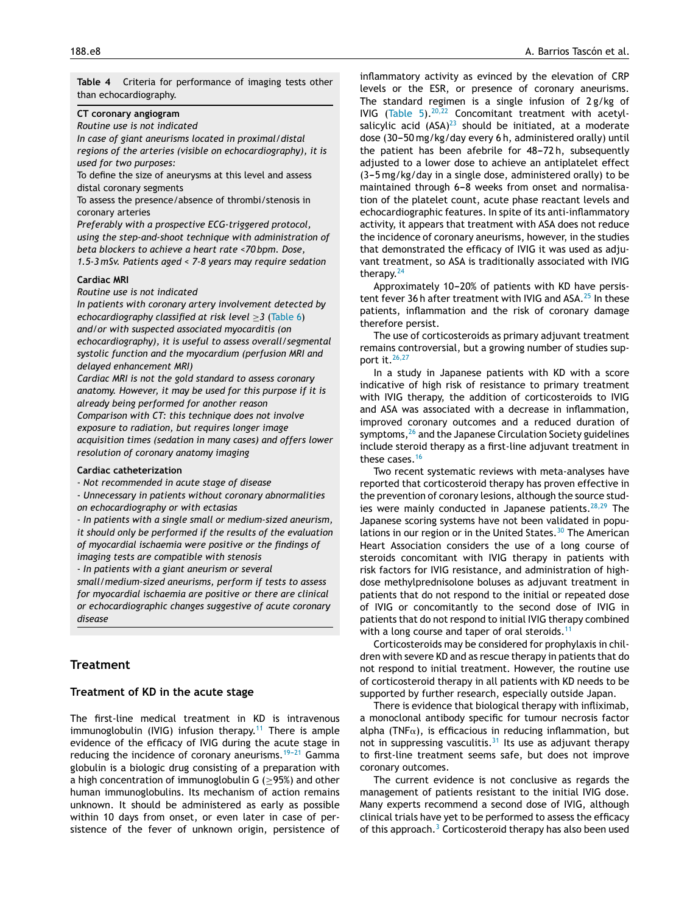**Table 4** Criteria for performance of imaging tests other than echocardiography.

**CT coronary angiogram**

*Routine use is not indicated*

*In case of giant aneurisms located in proximal/distal regions of the arteries (visible on echocardiography), it is used for two purposes:*

To define the size of aneurysms at this level and assess distal coronary segments

To assess the presence/absence of thrombi/stenosis in coronary arteries

*Preferably with a prospective ECG-triggered protocol, using the step-and-shoot technique with administration of beta blockers to achieve a heart rate <70 bpm. Dose, 1.5-3 mSv. Patients aged < 7-8 years may require sedation*

**Cardiac MRI**

*Routine use is not indicated*

*In patients with coronary artery involvement detected by echocardiography classified at risk level ≥3 (Table 6) and/or with suspected associated myocarditis (on echocardiography), it is useful to assess overall/segmental systolic function and the myocardium (perfusion MRI and delayed enhancement MRI)*

*Cardiac MRI is not the gold standard to assess coronary anatomy. However, it may be used for this purpose if it is already being performed for another reason*

*Comparison with CT: this technique does not involve exposure to radiation, but requires longer image acquisition times (sedation in many cases) and offers lower resolution of coronary anatomy imaging*

**Cardiac catheterization**

*- Not recommended in acute stage of disease*

*- Unnecessary in patients without coronary abnormalities on echocardiography or with ectasias*

*- In patients with a single small or medium-sized aneurism, it should only be performed if the results of the evaluation of myocardial ischaemia were positive or the findings of imaging tests are compatible with stenosis*

*- In patients with a giant aneurism or several small/medium-sized aneurisms, perform if tests to assess for myocardial ischaemia are positive or there are clinical or echocardiographic changes suggestive of acute coronary disease*

## Treatment

### Treatment of KD in the acute stage

The first-line medical treatment in KD is intravenous immunoglobulin (IVIG) infusion therapy.[11] There is ample evidence of the efficacy of IVIG during the acute stage in reducing the incidence of coronary aneurisms.[19–21] Gamma globulin is a biologic drug consisting of a preparation with a high concentration of immunoglobulin G (≥95%) and other human immunoglobulins. Its mechanism of action remains unknown. It should be administered as early as possible within 10 days from onset, or even later in case of persistence of the fever of unknown origin, persistence of inflammatory activity as evinced by the elevation of CRP levels or the ESR, or presence of coronary aneurysms. The standard regimen is a single infusion of 2 g/kg of IVIG (Table 5).[20,22] Concomitant treatment with acetylsalicylic acid (ASA)[23] should be initiated, at a moderate dose (30–50 mg/kg/day every 6 h, administered orally) until the patient has been afebrile for 48–72 h, subsequently adjusted to a lower dose to achieve an antiplatelet effect (3–5 mg/kg/day in a single dose, administered orally) to be maintained through 6–8 weeks from onset and normalisation of the platelet count, acute phase reactant levels and echocardiographic features. In spite of its anti-inflammatory activity, it appears that treatment with ASA does not reduce the incidence of coronary aneurisms, however, in the studies that demonstrated the efficacy of IVIG it was used as adjuvant treatment, so ASA is traditionally associated with IVIG therapy.[24]

Approximately 10–20% of patients with KD have persistent fever 36 h after treatment with IVIG and ASA.[25] In these patients, inflammation and the risk of coronary damage therefore persist.

The use of corticosteroids as primary adjuvant treatment remains controversial, but a growing number of studies support it.[26,27]

In a study in Japanese patients with KD with a score indicative of high risk of resistance to primary treatment with IVIG therapy, the addition of corticosteroids to IVIG and ASA was associated with a decrease in inflammation, improved coronary outcomes and a reduced duration of symptoms,[26] and the Japanese Circulation Society guidelines include steroid therapy as a first-line adjuvant treatment in these cases.[16]

Two recent systematic reviews with meta-analyses have reported that corticosteroid therapy has proven effective in the prevention of coronary lesions, although the source studies were mainly conducted in Japanese patients.[28,29] The Japanese scoring systems have not been validated in populations in our region or in the United States.[30] The American Heart Association considers the use of a long course of steroids concomitant with IVIG therapy in patients with risk factors for IVIG resistance, and administration of high-dose methylprednisolone boluses as adjuvant treatment in patients that do not respond to the initial or repeated dose of IVIG or concomitantly to the second dose of IVIG in patients that do not respond to initial IVIG therapy combined with a long course and taper of oral steroids.[11]

Corticosteroids may be considered for prophylaxis in children with severe KD and as rescue therapy in patients that do not respond to initial treatment. However, the routine use of corticosteroid therapy in all patients with KD needs to be supported by further research, especially outside Japan.

There is evidence that biological therapy with infliximab, a monoclonal antibody specific for tumour necrosis factor alpha (TNFα), is efficacious in reducing inflammation, but not in suppressing vasculitis.[31] Its use as adjuvant therapy to first-line treatment seems safe, but does not improve coronary outcomes.

The current evidence is not conclusive as regards the management of patients resistant to the initial IVIG dose. Many experts recommend a second dose of IVIG, although clinical trials have yet to be performed to assess the efficacy of this approach.[3] Corticosteroid therapy has also been used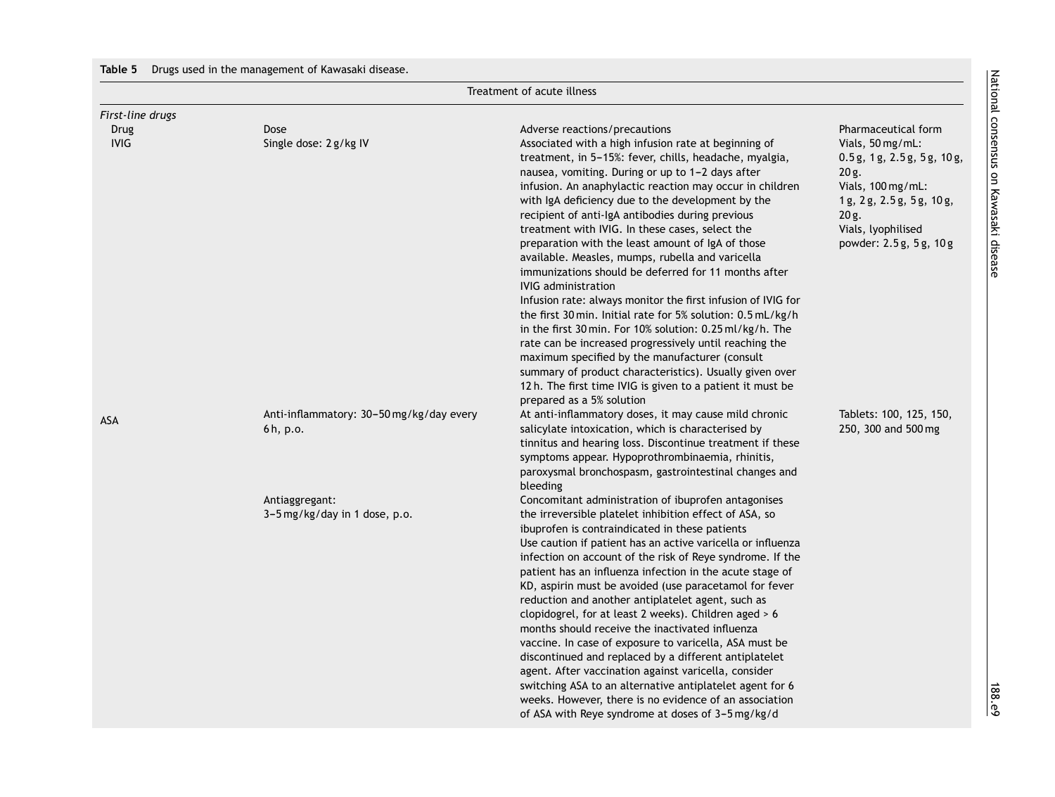Table 5 Drugs used in the management of Kawasaki disease.

| Treatment of acute illness | | | |
|---|---|---|---|
| *First-line drugs* | | | |
| Drug | Dose | Adverse reactions/precautions | Pharmaceutical form |
| IVIG | Single dose: 2 g/kg IV | Associated with a high infusion rate at beginning of treatment, in 5–15%: fever, chills, headache, myalgia, nausea, vomiting. During or up to 1–2 days after infusion. An anaphylactic reaction may occur in children with IgA deficiency due to the development by the recipient of anti-IgA antibodies during previous treatment with IVIG. In these cases, select the preparation with the least amount of IgA of those available. Measles, mumps, rubella and varicella immunizations should be deferred for 11 months after IVIG administration<br>Infusion rate: always monitor the first infusion of IVIG for the first 30 min. Initial rate for 5% solution: 0.5 mL/kg/h in the first 30 min. For 10% solution: 0.25 ml/kg/h. The rate can be increased progressively until reaching the maximum specified by the manufacturer (consult summary of product characteristics). Usually given over 12 h. The first time IVIG is given to a patient it must be prepared as a 5% solution | Vials, 50 mg/mL: 0.5 g, 1 g, 2.5 g, 5 g, 10 g, 20 g.<br>Vials, 100 mg/mL: 1 g, 2 g, 2.5 g, 5 g, 10 g, 20 g.<br>Vials, lyophilised powder: 2.5 g, 5 g, 10 g |
| ASA | Anti-inflammatory: 30–50 mg/kg/day every 6 h, p.o. | At anti-inflammatory doses, it may cause mild chronic salicylate intoxication, which is characterised by tinnitus and hearing loss. Discontinue treatment if these symptoms appear. Hypoprothrombinaemia, rhinitis, paroxysmal bronchospasm, gastrointestinal changes and bleeding | Tablets: 100, 125, 150, 250, 300 and 500 mg |
| | Antiaggregant: 3–5 mg/kg/day in 1 dose, p.o. | Concomitant administration of ibuprofen antagonises the irreversible platelet inhibition effect of ASA, so ibuprofen is contraindicated in these patients<br>Use caution if patient has an active varicella or influenza infection on account of the risk of Reye syndrome. If the patient has an influenza infection in the acute stage of KD, aspirin must be avoided (use paracetamol for fever reduction and another antiplatelet agent, such as clopidogrel, for at least 2 weeks). Children aged > 6 months should receive the inactivated influenza vaccine. In case of exposure to varicella, ASA must be discontinued and replaced by a different antiplatelet agent. After vaccination against varicella, consider switching ASA to an alternative antiplatelet agent for 6 weeks. However, there is no evidence of an association of ASA with Reye syndrome at doses of 3–5 mg/kg/d | |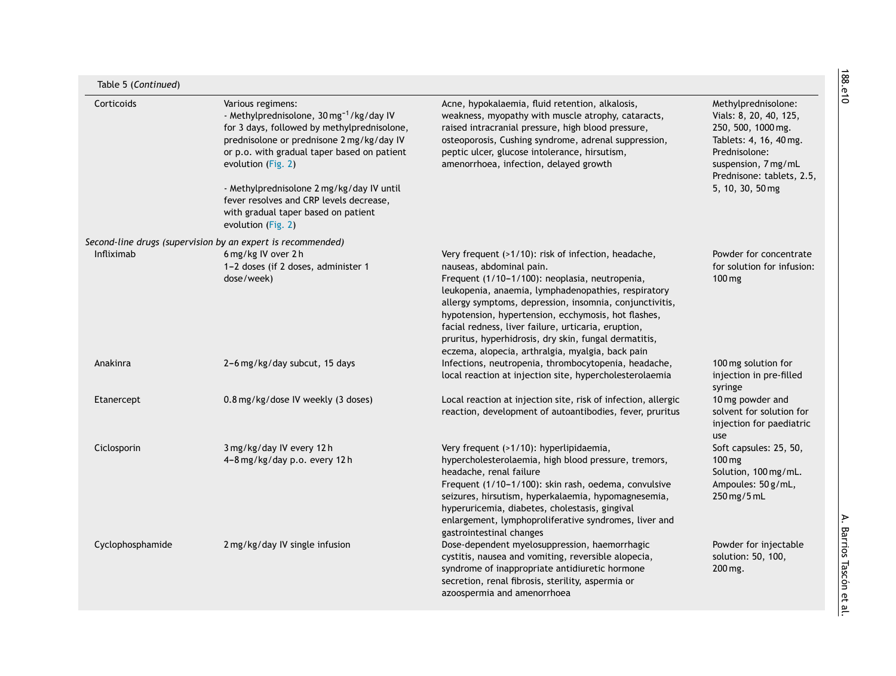Table 5 (*Continued*)

| | | | |
|---|---|---|---|
| Corticoids | Various regimens:<br>- Methylprednisolone, 30 mg$^{-1}$/kg/day IV for 3 days, followed by methylprednisolone, prednisolone or prednisone 2 mg/kg/day IV or p.o. with gradual taper based on patient evolution (Fig. 2)<br><br>- Methylprednisolone 2 mg/kg/day IV until fever resolves and CRP levels decrease, with gradual taper based on patient evolution (Fig. 2) | Acne, hypokalaemia, fluid retention, alkalosis, weakness, myopathy with muscle atrophy, cataracts, raised intracranial pressure, high blood pressure, osteoporosis, Cushing syndrome, adrenal suppression, peptic ulcer, glucose intolerance, hirsutism, amenorrhoea, infection, delayed growth | Methylprednisolone: Vials: 8, 20, 40, 125, 250, 500, 1000 mg. Tablets: 4, 16, 40 mg. Prednisolone: suspension, 7 mg/mL Prednisone: tablets, 2.5, 5, 10, 30, 50 mg |
| *Second-line drugs (supervision by an expert is recommended)* | | | |
| Infliximab | 6 mg/kg IV over 2 h<br>1–2 doses (if 2 doses, administer 1 dose/week) | Very frequent (>1/10): risk of infection, headache, nauseas, abdominal pain.<br>Frequent (1/10–1/100): neoplasia, neutropenia, leukopenia, anaemia, lymphadenopathies, respiratory allergy symptoms, depression, insomnia, conjunctivitis, hypotension, hypertension, ecchymosis, hot flashes, facial redness, liver failure, urticaria, eruption, pruritus, hyperhidrosis, dry skin, fungal dermatitis, eczema, alopecia, arthralgia, myalgia, back pain | Powder for concentrate for solution for infusion: 100 mg |
| Anakinra | 2–6 mg/kg/day subcut, 15 days | Infections, neutropenia, thrombocytopenia, headache, local reaction at injection site, hypercholesterolaemia | 100 mg solution for injection in pre-filled syringe |
| Etanercept | 0.8 mg/kg/dose IV weekly (3 doses) | Local reaction at injection site, risk of infection, allergic reaction, development of autoantibodies, fever, pruritus | 10 mg powder and solvent for solution for injection for paediatric use |
| Ciclosporin | 3 mg/kg/day IV every 12 h<br>4–8 mg/kg/day p.o. every 12 h | Very frequent (>1/10): hyperlipidaemia, hypercholesterolaemia, high blood pressure, tremors, headache, renal failure<br>Frequent (1/10–1/100): skin rash, oedema, convulsive seizures, hirsutism, hyperkalaemia, hypomagnesemia, hyperuricemia, diabetes, cholestasis, gingival enlargement, lymphoproliferative syndromes, liver and gastrointestinal changes | Soft capsules: 25, 50, 100 mg<br>Solution, 100 mg/mL.<br>Ampoules: 50 g/mL, 250 mg/5 mL |
| Cyclophosphamide | 2 mg/kg/day IV single infusion | Dose-dependent myelosuppression, haemorrhagic cystitis, nausea and vomiting, reversible alopecia, syndrome of inappropriate antidiuretic hormone secretion, renal fibrosis, sterility, aspermia or azoospermia and amenorrhoea | Powder for injectable solution: 50, 100, 200 mg. |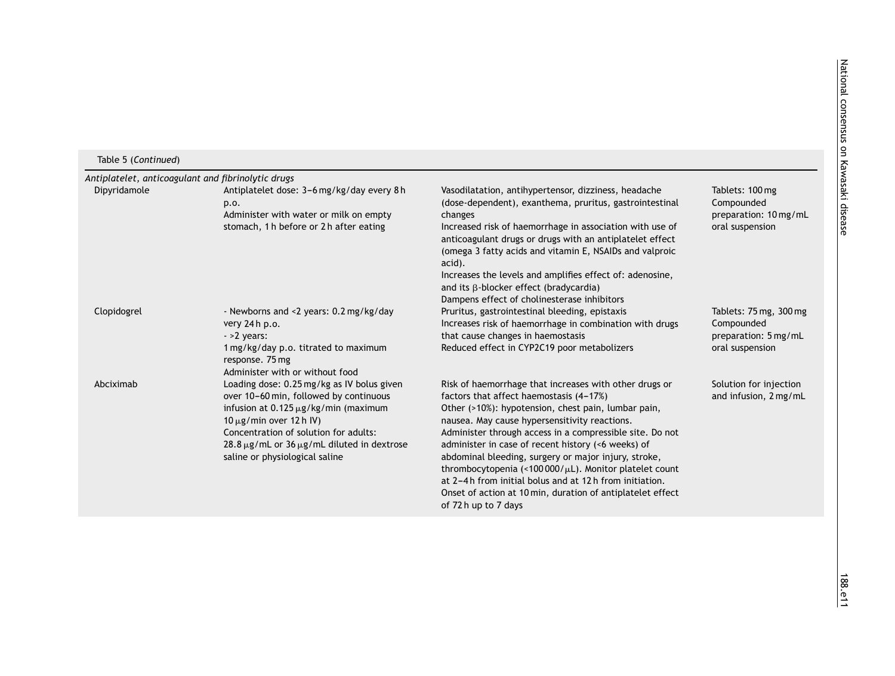Table 5 (*Continued*)

| | | | |
|---|---|---|---|
| *Antiplatelet, anticoagulant and fibrinolytic drugs* | | | |
| Dipyridamole | Antiplatelet dose: 3–6 mg/kg/day every 8 h p.o.<br>Administer with water or milk on empty stomach, 1 h before or 2 h after eating | Vasodilatation, antihypertensor, dizziness, headache (dose-dependent), exanthema, pruritus, gastrointestinal changes<br>Increased risk of haemorrhage in association with use of anticoagulant drugs or drugs with an antiplatelet effect (omega 3 fatty acids and vitamin E, NSAIDs and valproic acid).<br>Increases the levels and amplifies effect of: adenosine, and its β-blocker effect (bradycardia)<br>Dampens effect of cholinesterase inhibitors | Tablets: 100 mg<br>Compounded preparation: 10 mg/mL oral suspension |
| Clopidogrel | - Newborns and <2 years: 0.2 mg/kg/day very 24 h p.o.<br>- >2 years:<br>1 mg/kg/day p.o. titrated to maximum response. 75 mg<br>Administer with or without food | Pruritus, gastrointestinal bleeding, epistaxis<br>Increases risk of haemorrhage in combination with drugs that cause changes in haemostasis<br>Reduced effect in CYP2C19 poor metabolizers | Tablets: 75 mg, 300 mg<br>Compounded preparation: 5 mg/mL oral suspension |
| Abciximab | Loading dose: 0.25 mg/kg as IV bolus given over 10–60 min, followed by continuous infusion at 0.125 μg/kg/min (maximum 10 μg/min over 12 h IV)<br>Concentration of solution for adults: 28.8 μg/mL or 36 μg/mL diluted in dextrose saline or physiological saline | Risk of haemorrhage that increases with other drugs or factors that affect haemostasis (4–17%)<br>Other (>10%): hypotension, chest pain, lumbar pain, nausea. May cause hypersensitivity reactions.<br>Administer through access in a compressible site. Do not administer in case of recent history (<6 weeks) of abdominal bleeding, surgery or major injury, stroke, thrombocytopenia (<100 000/μL). Monitor platelet count at 2–4 h from initial bolus and at 12 h from initiation.<br>Onset of action at 10 min, duration of antiplatelet effect of 72 h up to 7 days | Solution for injection and infusion, 2 mg/mL |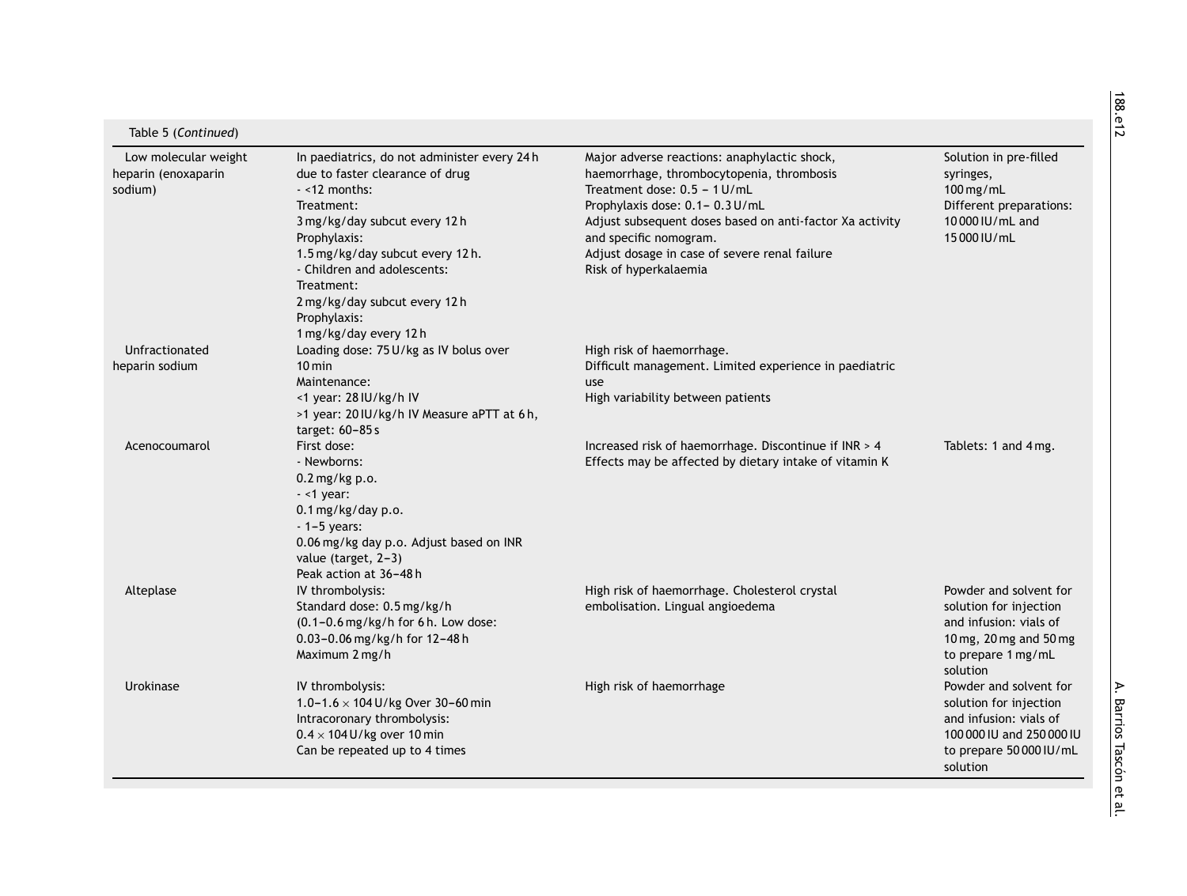Table 5 (*Continued*)

| | | | |
|---|---|---|---|
| Low molecular weight heparin (enoxaparin sodium) | In paediatrics, do not administer every 24 h due to faster clearance of drug<br>- <12 months:<br>Treatment:<br>3 mg/kg/day subcut every 12 h<br>Prophylaxis:<br>1.5 mg/kg/day subcut every 12 h.<br>- Children and adolescents:<br>Treatment:<br>2 mg/kg/day subcut every 12 h<br>Prophylaxis:<br>1 mg/kg/day every 12 h | Major adverse reactions: anaphylactic shock, haemorrhage, thrombocytopenia, thrombosis<br>Treatment dose: 0.5 − 1 U/mL<br>Prophylaxis dose: 0.1− 0.3 U/mL<br>Adjust subsequent doses based on anti-factor Xa activity and specific nomogram.<br>Adjust dosage in case of severe renal failure<br>Risk of hyperkalaemia | Solution in pre-filled syringes,<br>100 mg/mL<br>Different preparations: 10 000 IU/mL and 15 000 IU/mL |
| Unfractionated heparin sodium | Loading dose: 75 U/kg as IV bolus over 10 min<br>Maintenance:<br><1 year: 28 IU/kg/h IV<br>>1 year: 20 IU/kg/h IV Measure aPTT at 6 h, target: 60−85 s | High risk of haemorrhage.<br>Difficult management. Limited experience in paediatric use<br>High variability between patients | |
| Acenocoumarol | First dose:<br>- Newborns:<br>0.2 mg/kg p.o.<br>- <1 year:<br>0.1 mg/kg/day p.o.<br>- 1−5 years:<br>0.06 mg/kg day p.o. Adjust based on INR value (target, 2−3)<br>Peak action at 36−48 h | Increased risk of haemorrhage. Discontinue if INR > 4<br>Effects may be affected by dietary intake of vitamin K | Tablets: 1 and 4 mg. |
| Alteplase | IV thrombolysis:<br>Standard dose: 0.5 mg/kg/h<br>(0.1−0.6 mg/kg/h for 6 h. Low dose: 0.03−0.06 mg/kg/h for 12−48 h<br>Maximum 2 mg/h | High risk of haemorrhage. Cholesterol crystal embolisation. Lingual angioedema | Powder and solvent for solution for injection and infusion: vials of 10 mg, 20 mg and 50 mg to prepare 1 mg/mL solution |
| Urokinase | IV thrombolysis:<br>$1.0−1.6 \times 104$ U/kg Over 30−60 min<br>Intracoronary thrombolysis:<br>$0.4 \times 104$ U/kg over 10 min<br>Can be repeated up to 4 times | High risk of haemorrhage | Powder and solvent for solution for injection and infusion: vials of 100 000 IU and 250 000 IU to prepare 50 000 IU/mL solution |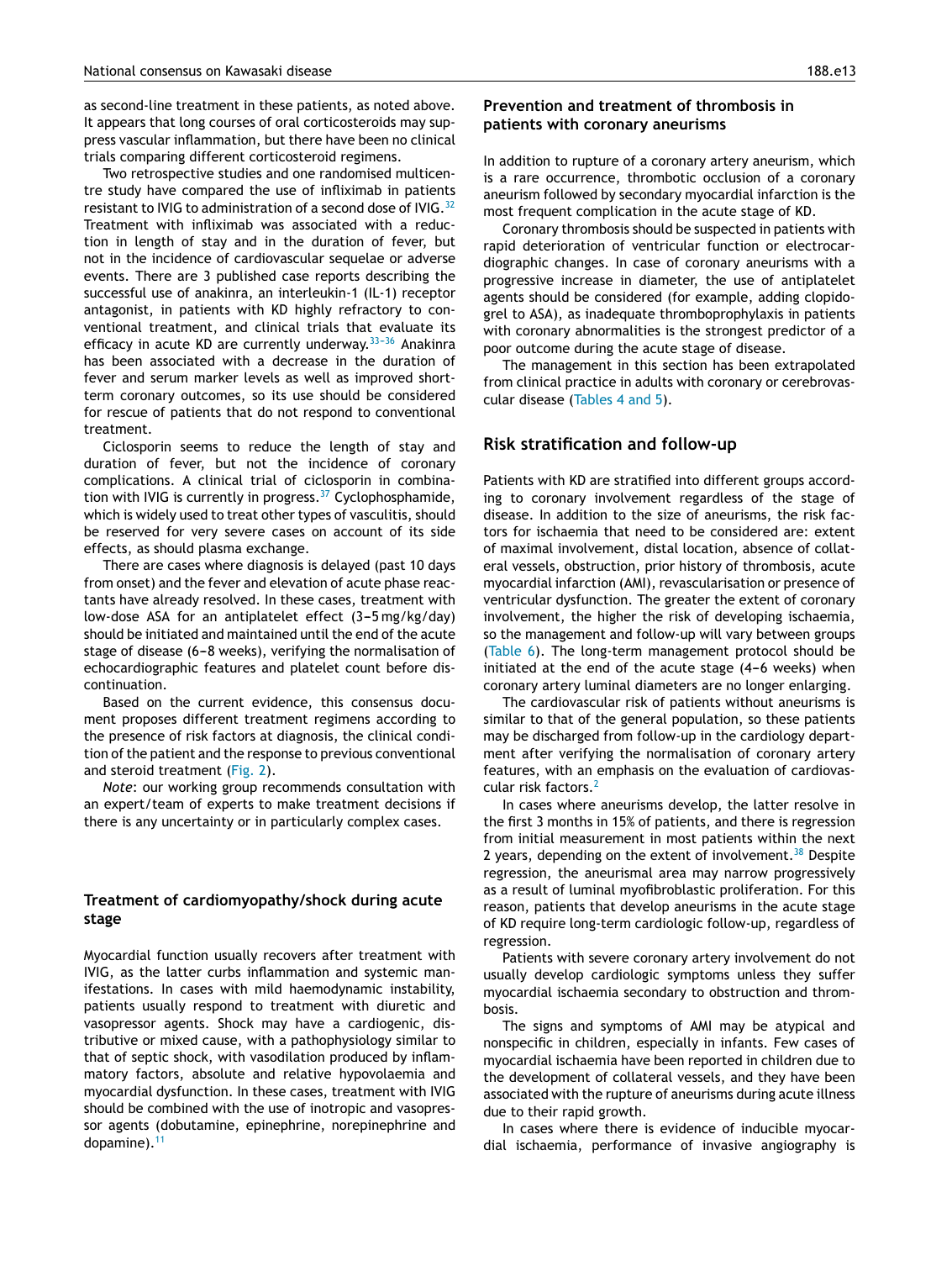as second-line treatment in these patients, as noted above. It appears that long courses of oral corticosteroids may suppress vascular inflammation, but there have been no clinical trials comparing different corticosteroid regimens.

Two retrospective studies and one randomised multicentre study have compared the use of infliximab in patients resistant to IVIG to administration of a second dose of IVIG.[32] Treatment with infliximab was associated with a reduction in length of stay and in the duration of fever, but not in the incidence of cardiovascular sequelae or adverse events. There are 3 published case reports describing the successful use of anakinra, an interleukin-1 (IL-1) receptor antagonist, in patients with KD highly refractory to conventional treatment, and clinical trials that evaluate its efficacy in acute KD are currently underway.[33–36] Anakinra has been associated with a decrease in the duration of fever and serum marker levels as well as improved short-term coronary outcomes, so its use should be considered for rescue of patients that do not respond to conventional treatment.

Ciclosporin seems to reduce the length of stay and duration of fever, but not the incidence of coronary complications. A clinical trial of ciclosporin in combination with IVIG is currently in progress.[37] Cyclophosphamide, which is widely used to treat other types of vasculitis, should be reserved for very severe cases on account of its side effects, as should plasma exchange.

There are cases where diagnosis is delayed (past 10 days from onset) and the fever and elevation of acute phase reactants have already resolved. In these cases, treatment with low-dose ASA for an antiplatelet effect (3–5 mg/kg/day) should be initiated and maintained until the end of the acute stage of disease (6–8 weeks), verifying the normalisation of echocardiographic features and platelet count before discontinuation.

Based on the current evidence, this consensus document proposes different treatment regimens according to the presence of risk factors at diagnosis, the clinical condition of the patient and the response to previous conventional and steroid treatment (Fig. 2).

*Note*: our working group recommends consultation with an expert/team of experts to make treatment decisions if there is any uncertainty or in particularly complex cases.

### Treatment of cardiomyopathy/shock during acute stage

Myocardial function usually recovers after treatment with IVIG, as the latter curbs inflammation and systemic manifestations. In cases with mild haemodynamic instability, patients usually respond to treatment with diuretic and vasopressor agents. Shock may have a cardiogenic, distributive or mixed cause, with a pathophysiology similar to that of septic shock, with vasodilation produced by inflammatory factors, absolute and relative hypovolaemia and myocardial dysfunction. In these cases, treatment with IVIG should be combined with the use of inotropic and vasopressor agents (dobutamine, epinephrine, norepinephrine and dopamine).[11]

### Prevention and treatment of thrombosis in patients with coronary aneurisms

In addition to rupture of a coronary artery aneurism, which is a rare occurrence, thrombotic occlusion of a coronary aneurism followed by secondary myocardial infarction is the most frequent complication in the acute stage of KD.

Coronary thrombosis should be suspected in patients with rapid deterioration of ventricular function or electrocardiographic changes. In case of coronary aneurisms with a progressive increase in diameter, the use of antiplatelet agents should be considered (for example, adding clopidogrel to ASA), as inadequate thromboprophylaxis in patients with coronary abnormalities is the strongest predictor of a poor outcome during the acute stage of disease.

The management in this section has been extrapolated from clinical practice in adults with coronary or cerebrovascular disease (Tables 4 and 5).

## Risk stratification and follow-up

Patients with KD are stratified into different groups according to coronary involvement regardless of the stage of disease. In addition to the size of aneurisms, the risk factors for ischaemia that need to be considered are: extent of maximal involvement, distal location, absence of collateral vessels, obstruction, prior history of thrombosis, acute myocardial infarction (AMI), revascularisation or presence of ventricular dysfunction. The greater the extent of coronary involvement, the higher the risk of developing ischaemia, so the management and follow-up will vary between groups (Table 6). The long-term management protocol should be initiated at the end of the acute stage (4–6 weeks) when coronary artery luminal diameters are no longer enlarging.

The cardiovascular risk of patients without aneurisms is similar to that of the general population, so these patients may be discharged from follow-up in the cardiology department after verifying the normalisation of coronary artery features, with an emphasis on the evaluation of cardiovascular risk factors.[2]

In cases where aneurisms develop, the latter resolve in the first 3 months in 15% of patients, and there is regression from initial measurement in most patients within the next 2 years, depending on the extent of involvement.[38] Despite regression, the aneurismal area may narrow progressively as a result of luminal myofibroblastic proliferation. For this reason, patients that develop aneurisms in the acute stage of KD require long-term cardiologic follow-up, regardless of regression.

Patients with severe coronary artery involvement do not usually develop cardiologic symptoms unless they suffer myocardial ischaemia secondary to obstruction and thrombosis.

The signs and symptoms of AMI may be atypical and nonspecific in children, especially in infants. Few cases of myocardial ischaemia have been reported in children due to the development of collateral vessels, and they have been associated with the rupture of aneurisms during acute illness due to their rapid growth.

In cases where there is evidence of inducible myocardial ischaemia, performance of invasive angiography is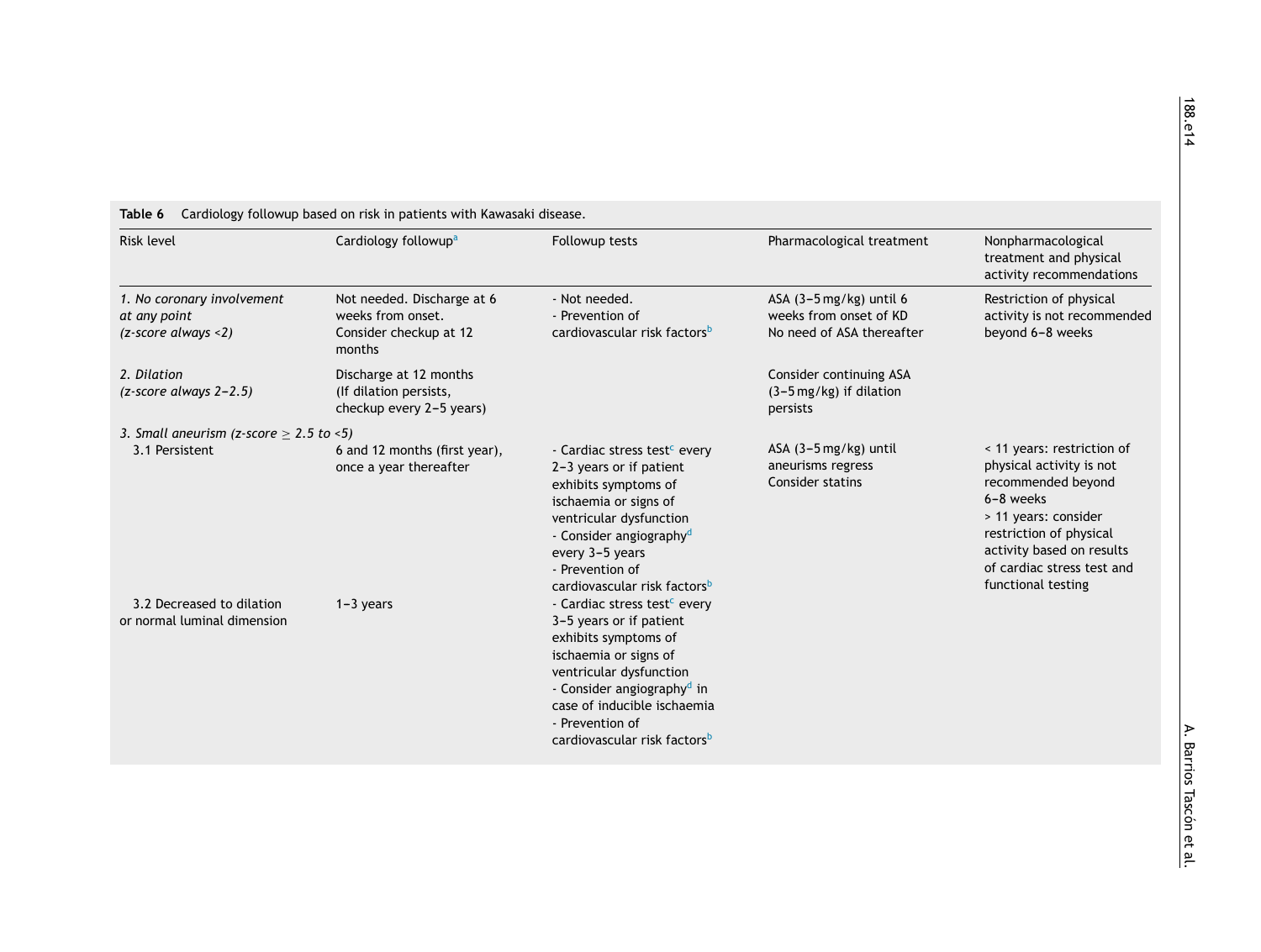**Table 6** Cardiology followup based on risk in patients with Kawasaki disease.

| Risk level | Cardiology followup[a] | Followup tests | Pharmacological treatment | Nonpharmacological treatment and physical activity recommendations |
|---|---|---|---|---|
| *1. No coronary involvement at any point (z-score always <2)* | Not needed. Discharge at 6 weeks from onset. Consider checkup at 12 months | - Not needed.<br>- Prevention of cardiovascular risk factors[b] | ASA (3–5 mg/kg) until 6 weeks from onset of KD No need of ASA thereafter | Restriction of physical activity is not recommended beyond 6–8 weeks |
| *2. Dilation (z-score always 2–2.5)* | Discharge at 12 months (If dilation persists, checkup every 2–5 years) | | Consider continuing ASA (3–5 mg/kg) if dilation persists | |
| *3. Small aneurism (z-score ≥ 2.5 to <5)* | | | | |
| 3.1 Persistent | 6 and 12 months (first year), once a year thereafter | - Cardiac stress test[c] every 2–3 years or if patient exhibits symptoms of ischaemia or signs of ventricular dysfunction<br>- Consider angiography[d] every 3–5 years<br>- Prevention of cardiovascular risk factors[b] | ASA (3–5 mg/kg) until aneurisms regress Consider statins | < 11 years: restriction of physical activity is not recommended beyond 6–8 weeks<br>> 11 years: consider restriction of physical activity based on results of cardiac stress test and functional testing |
| 3.2 Decreased to dilation or normal luminal dimension | 1–3 years | - Cardiac stress test[c] every 3–5 years or if patient exhibits symptoms of ischaemia or signs of ventricular dysfunction<br>- Consider angiography[d] in case of inducible ischaemia<br>- Prevention of cardiovascular risk factors[b] | | |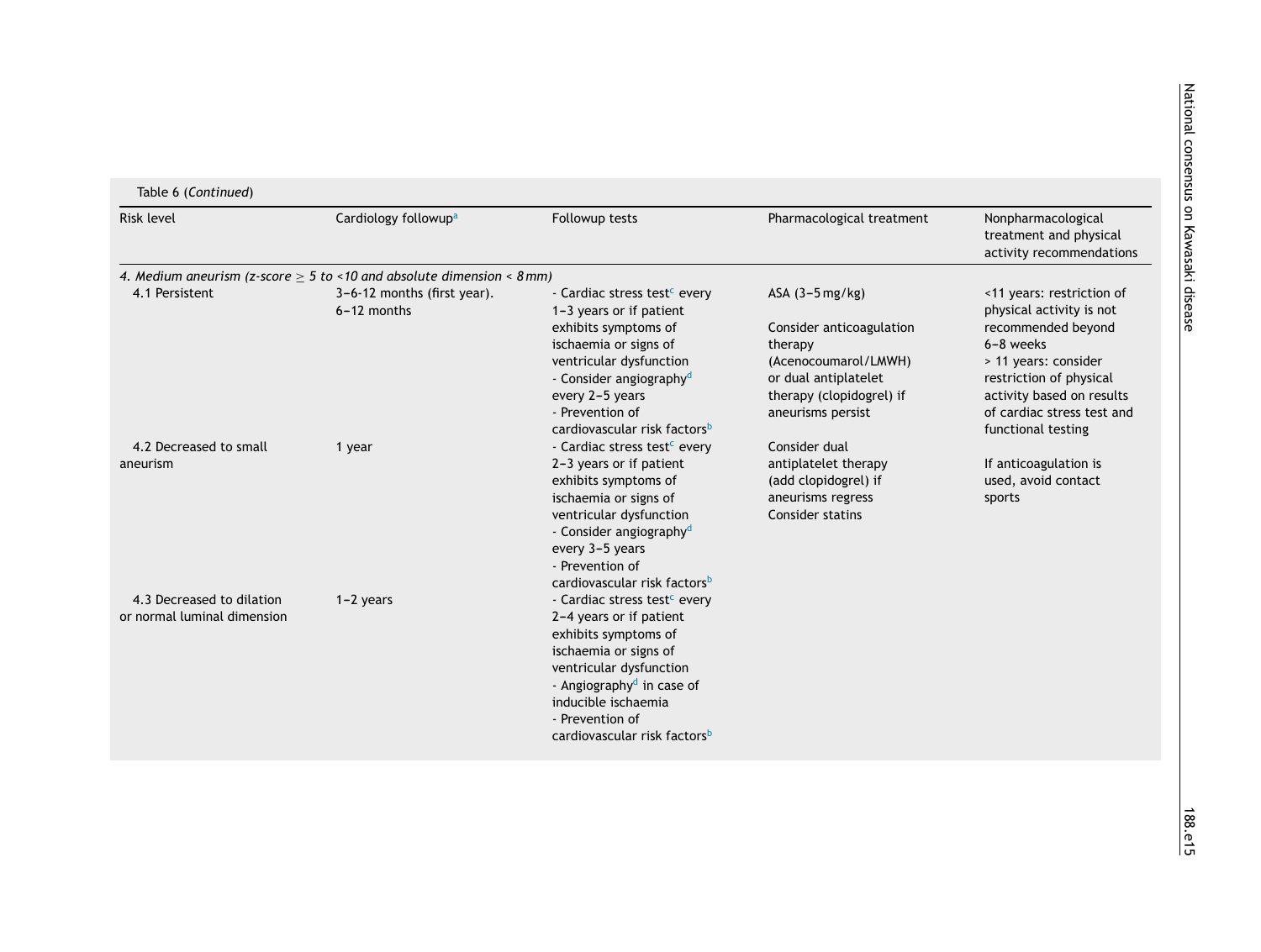Table 6 (*Continued*)

| Risk level | Cardiology followup[a] | Followup tests | Pharmacological treatment | Nonpharmacological treatment and physical activity recommendations |
|---|---|---|---|---|
| *4. Medium aneurism (z-score ≥ 5 to <10 and absolute dimension < 8 mm)* | | | | |
| 4.1 Persistent | 3–6-12 months (first year). 6–12 months | - Cardiac stress test[c] every 1–3 years or if patient exhibits symptoms of ischaemia or signs of ventricular dysfunction<br>- Consider angiography[d] every 2–5 years<br>- Prevention of cardiovascular risk factors[b] | ASA (3–5 mg/kg)<br><br>Consider anticoagulation therapy (Acenocoumarol/LMWH) or dual antiplatelet therapy (clopidogrel) if aneurisms persist | <11 years: restriction of physical activity is not recommended beyond 6–8 weeks<br>> 11 years: consider restriction of physical activity based on results of cardiac stress test and functional testing |
| 4.2 Decreased to small aneurism | 1 year | - Cardiac stress test[c] every 2–3 years or if patient exhibits symptoms of ischaemia or signs of ventricular dysfunction<br>- Consider angiography[d] every 3–5 years<br>- Prevention of cardiovascular risk factors[b] | Consider dual antiplatelet therapy (add clopidogrel) if aneurisms regress<br>Consider statins | If anticoagulation is used, avoid contact sports |
| 4.3 Decreased to dilation or normal luminal dimension | 1–2 years | - Cardiac stress test[c] every 2–4 years or if patient exhibits symptoms of ischaemia or signs of ventricular dysfunction<br>- Angiography[d] in case of inducible ischaemia<br>- Prevention of cardiovascular risk factors[b] | | |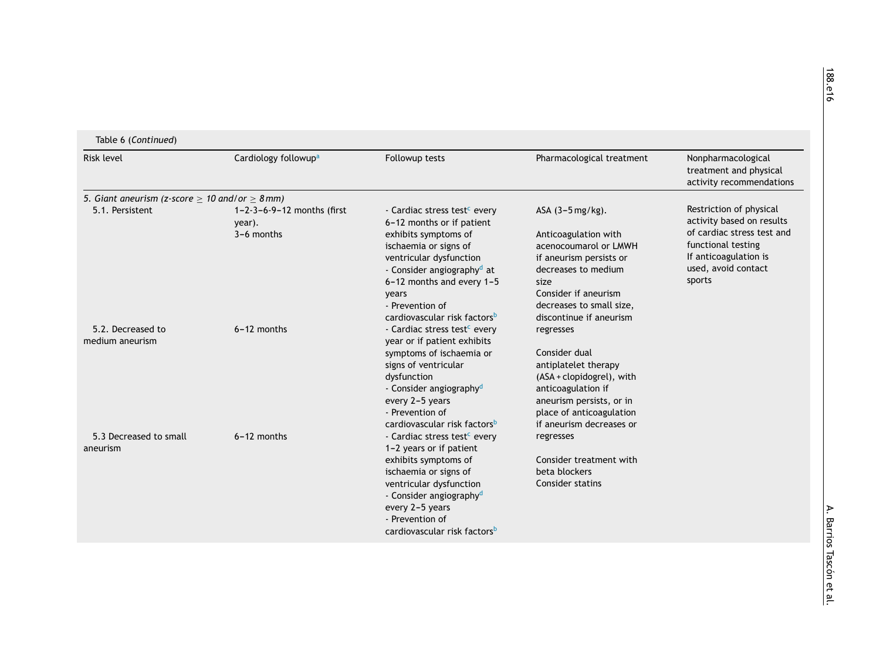Table 6 (*Continued*)

| Risk level | Cardiology followup[a] | Followup tests | Pharmacological treatment | Nonpharmacological treatment and physical activity recommendations |
|---|---|---|---|---|
| *5. Giant aneurism (z-score ≥ 10 and/or ≥ 8 mm)* | | | | |
| 5.1. Persistent | 1–2-3–6-9–12 months (first year).<br>3–6 months | - Cardiac stress test[c] every 6–12 months or if patient exhibits symptoms of ischaemia or signs of ventricular dysfunction<br>- Consider angiography[d] at 6–12 months and every 1–5 years<br>- Prevention of cardiovascular risk factors[b] | ASA (3–5 mg/kg).<br><br>Anticoagulation with acenocoumarol or LMWH if aneurism persists or decreases to medium size<br>Consider if aneurism decreases to small size, discontinue if aneurism regresses<br><br>Consider dual antiplatelet therapy (ASA + clopidogrel), with anticoagulation if aneurism persists, or in place of anticoagulation if aneurism decreases or regresses<br><br>Consider treatment with beta blockers<br>Consider statins | Restriction of physical activity based on results of cardiac stress test and functional testing<br>If anticoagulation is used, avoid contact sports |
| 5.2. Decreased to medium aneurism | 6–12 months | - Cardiac stress test[c] every year or if patient exhibits symptoms of ischaemia or signs of ventricular dysfunction<br>- Consider angiography[d] every 2–5 years<br>- Prevention of cardiovascular risk factors[b] | | |
| 5.3 Decreased to small aneurism | 6–12 months | - Cardiac stress test[c] every 1–2 years or if patient exhibits symptoms of ischaemia or signs of ventricular dysfunction<br>- Consider angiography[d] every 2–5 years<br>- Prevention of cardiovascular risk factors[b] | | |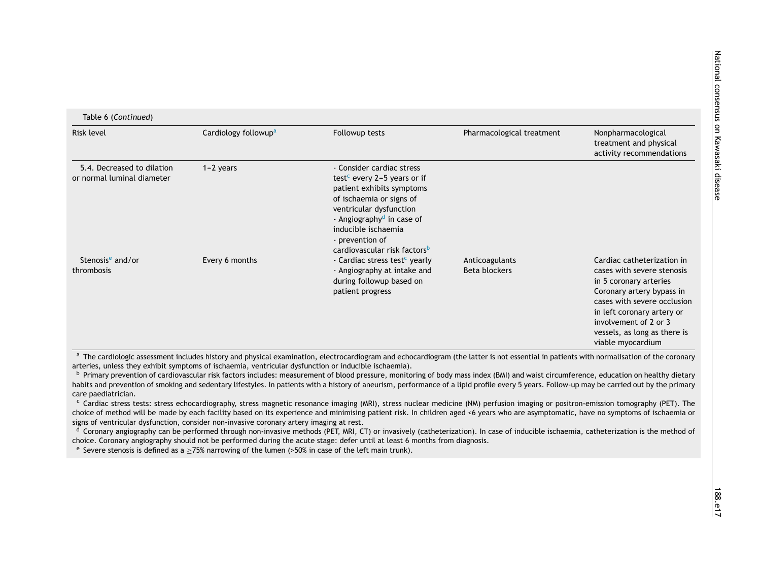Table 6 (*Continued*)

| Risk level | Cardiology followup[a] | Followup tests | Pharmacological treatment | Nonpharmacological treatment and physical activity recommendations |
|---|---|---|---|---|
| 5.4. Decreased to dilation or normal luminal diameter | 1–2 years | - Consider cardiac stress test[c] every 2–5 years or if patient exhibits symptoms of ischaemia or signs of ventricular dysfunction<br>- Angiography[d] in case of inducible ischaemia<br>- prevention of cardiovascular risk factors[b] | | |
| Stenosis[e] and/or thrombosis | Every 6 months | - Cardiac stress test[c] yearly<br>- Angiography at intake and during followup based on patient progress | Anticoagulants<br>Beta blockers | Cardiac catheterization in cases with severe stenosis in 5 coronary arteries<br>Coronary artery bypass in cases with severe occlusion in left coronary artery or involvement of 2 or 3 vessels, as long as there is viable myocardium |

[a] The cardiologic assessment includes history and physical examination, electrocardiogram and echocardiogram (the latter is not essential in patients with normalisation of the coronary arteries, unless they exhibit symptoms of ischaemia, ventricular dysfunction or inducible ischaemia).

[b] Primary prevention of cardiovascular risk factors includes: measurement of blood pressure, monitoring of body mass index (BMI) and waist circumference, education on healthy dietary habits and prevention of smoking and sedentary lifestyles. In patients with a history of aneurism, performance of a lipid profile every 5 years. Follow-up may be carried out by the primary care paediatrician.

[c] Cardiac stress tests: stress echocardiography, stress magnetic resonance imaging (MRI), stress nuclear medicine (NM) perfusion imaging or positron-emission tomography (PET). The choice of method will be made by each facility based on its experience and minimising patient risk. In children aged <6 years who are asymptomatic, have no symptoms of ischaemia or signs of ventricular dysfunction, consider non-invasive coronary artery imaging at rest.

[d] Coronary angiography can be performed through non-invasive methods (PET, MRI, CT) or invasively (catheterization). In case of inducible ischaemia, catheterization is the method of choice. Coronary angiography should not be performed during the acute stage: defer until at least 6 months from diagnosis.

[e] Severe stenosis is defined as a $\geq$75% narrowing of the lumen (>50% in case of the left main trunk).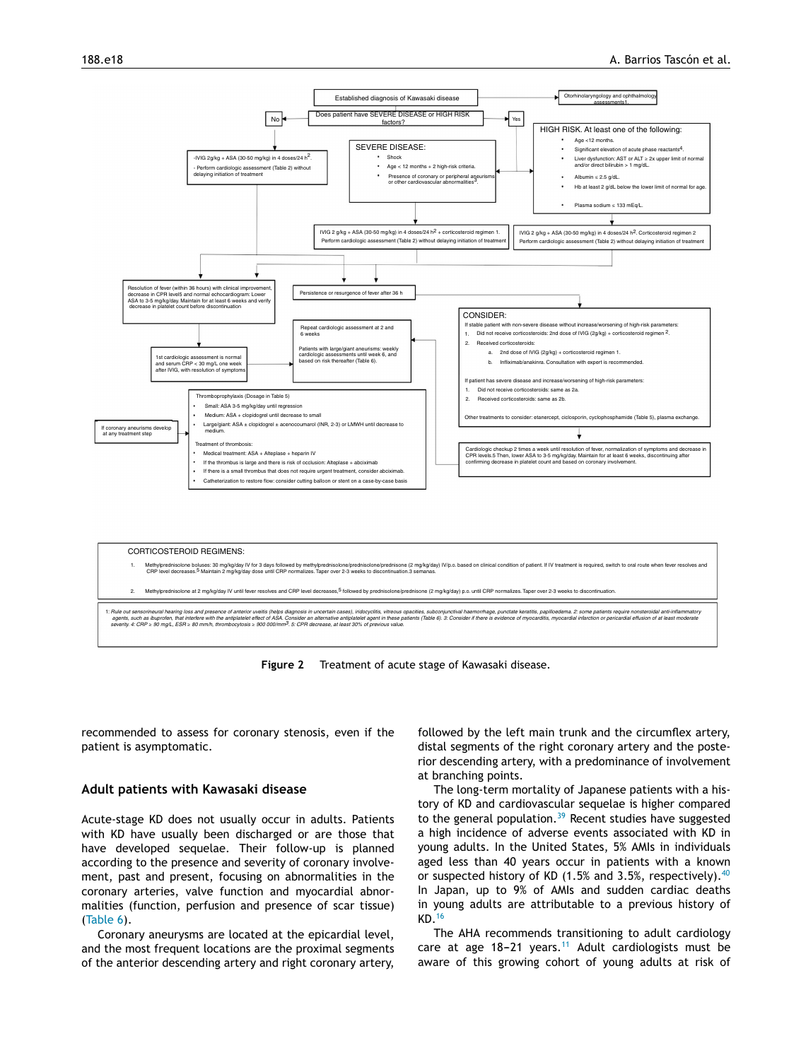Established diagnosis of Kawasaki disease

Otorhinolaryngology and ophthalmology assessments1.

Does patient have SEVERE DISEASE or HIGH RISK factors?

No

Yes

-IVIG 2g/kg + ASA (30-50 mg/kg) in 4 doses/24 h[2].

- Perform cardiologic assessment (Table 2) without delaying initiation of treatment

SEVERE DISEASE:

- Shock
- Age < 12 months + 2 high-risk criteria.
- Presence of coronary or peripheral aneurisms or other cardiovascular abnormalities[3].

HIGH RISK. At least one of the following:

- Age <12 months.
- Significant elevation of acute phase reactants[4].
- Liver dysfunction: AST or ALT ≥ 2x upper limit of normal and/or direct bilirubin > 1 mg/dL.
- Albumin ≤ 2.5 g/dL.
- Hb at least 2 g/dL below the lower limit of normal for age.
- Plasma sodium ≤ 133 mEq/L.

IVIG 2 g/kg + ASA (30-50 mg/kg) in 4 doses/24 h[2] + corticosteroid regimen 1. Perform cardiologic assessment (Table 2) without delaying initiation of treatment

IVIG 2 g/kg + ASA (30-50 mg/kg) in 4 doses/24 h[2]. Corticosteroid regimen 2 Perform cardiologic assessment (Table 2) without delaying initiation of treatment

Resolution of fever (within 36 hours) with clinical improvement, decrease in CPR level5 and normal echocardiogram: Lower ASA to 3-5 mg/kg/day. Maintain for at least 6 weeks and verify decrease in platelet count before discontinuation

Persistence or resurgence of fever after 36 h

CONSIDER:

If stable patient with non-severe disease without increase/worsening of high-risk parameters:

1. Did not receive corticosteroids: 2nd dose of IVIG (2g/kg) + corticosteroid regimen 2.
2. Received corticosteroids:
   a. 2nd dose of IVIG (2g/kg) + corticosteroid regimen 1.
   b. Infliximab/anakinra. Consultation with expert is recommended.

If patient has severe disease and increase/worsening of high-risk parameters:

1. Did not receive corticosteroids: same as 2a.
2. Received corticosteroids: same as 2b.

Other treatments to consider: etanercept, ciclosporin, cyclophosphamide (Table 5), plasma exchange.

Repeat cardiologic assessment at 2 and 6 weeks

Patients with large/giant aneurisms: weekly cardiologic assessments until week 6, and based on risk thereafter (Table 6).

1st cardiologic assessment is normal and serum CRP < 30 mg/L one week after IVIG, with resolution of symptoms

Cardiologic checkup 2 times a week until resolution of fever, normalization of symptoms and decrease in CPR levels.5 Then, lower ASA to 3-5 mg/kg/day. Maintain for at least 6 weeks, discontinuing after confirming decrease in platelet count and based on coronary involvement.

If coronary aneurisms develop at any treatment step

Thromboprophylaxis (Dosage in Table 5)

- Small: ASA 3-5 mg/kg/day until regression
- Medium: ASA + clopidogrel until decrease to small
- Large/giant: ASA ± clopidogrel ± acenocoumarol (INR, 2-3) or LMWH until decrease to medium.

Treatment of thrombosis:

- Medical treatment: ASA + Alteplase + heparin IV
- If the thrombus is large and there is risk of occlusion: Alteplase + abciximab
- If there is a small thrombus that does not require urgent treatment, consider abciximab.
- Catheterization to restore flow: consider cutting balloon or stent on a case-by-case basis

CORTICOSTEROID REGIMENS:

1. Methylprednisolone boluses: 30 mg/kg/day IV for 3 days followed by methylprednisolone/prednisolone/prednisone (2 mg/kg/day) IV/p.o. based on clinical condition of patient. If IV treatment is required, switch to oral route when fever resolves and CRP level decreases.[5] Maintain 2 mg/kg/day dose until CRP normalizes. Taper over 2-3 weeks to discontinuation.3 semanas.
2. Methylprednisolone at 2 mg/kg/day IV until fever resolves and CRP level decreases,[5] followed by prednisolone/prednisone (2 mg/kg/day) p.o. until CRP normalizes. Taper over 2-3 weeks to discontinuation.

*1: Rule out sensorineural hearing loss and presence of anterior uveitis (helps diagnosis in uncertain cases), iridocyclitis, vitreous opacities, subconjunctival haemorrhage, punctate keratitis, papilloedema. 2: some patients require nonsteroidal anti-inflammatory agents, such as ibuprofen, that interfere with the antiplatelet effect of ASA. Consider an alternative antiplatelet agent in these patients (Table 6). 3: Consider if there is evidence of myocarditis, myocardial infarction or pericardial effusion of at least moderate severity. 4: CRP ≥ 90 mg/L, ESR ≥ 80 mm/h, thrombocytosis ≥ 900 000/mm$^3$. 5: CPR decrease, at least 30% of previous value.*

**Figure 2** Treatment of acute stage of Kawasaki disease.

recommended to assess for coronary stenosis, even if the patient is asymptomatic.

## Adult patients with Kawasaki disease

Acute-stage KD does not usually occur in adults. Patients with KD have usually been discharged or are those that have developed sequelae. Their follow-up is planned according to the presence and severity of coronary involvement, past and present, focusing on abnormalities in the coronary arteries, valve function and myocardial abnormalities (function, perfusion and presence of scar tissue) (Table 6).

Coronary aneurysms are located at the epicardial level, and the most frequent locations are the proximal segments of the anterior descending artery and right coronary artery, followed by the left main trunk and the circumflex artery, distal segments of the right coronary artery and the posterior descending artery, with a predominance of involvement at branching points.

The long-term mortality of Japanese patients with a history of KD and cardiovascular sequelae is higher compared to the general population.[39] Recent studies have suggested a high incidence of adverse events associated with KD in young adults. In the United States, 5% AMIs in individuals aged less than 40 years occur in patients with a known or suspected history of KD (1.5% and 3.5%, respectively).[40] In Japan, up to 9% of AMIs and sudden cardiac deaths in young adults are attributable to a previous history of KD.[16]

The AHA recommends transitioning to adult cardiology care at age 18–21 years.[11] Adult cardiologists must be aware of this growing cohort of young adults at risk of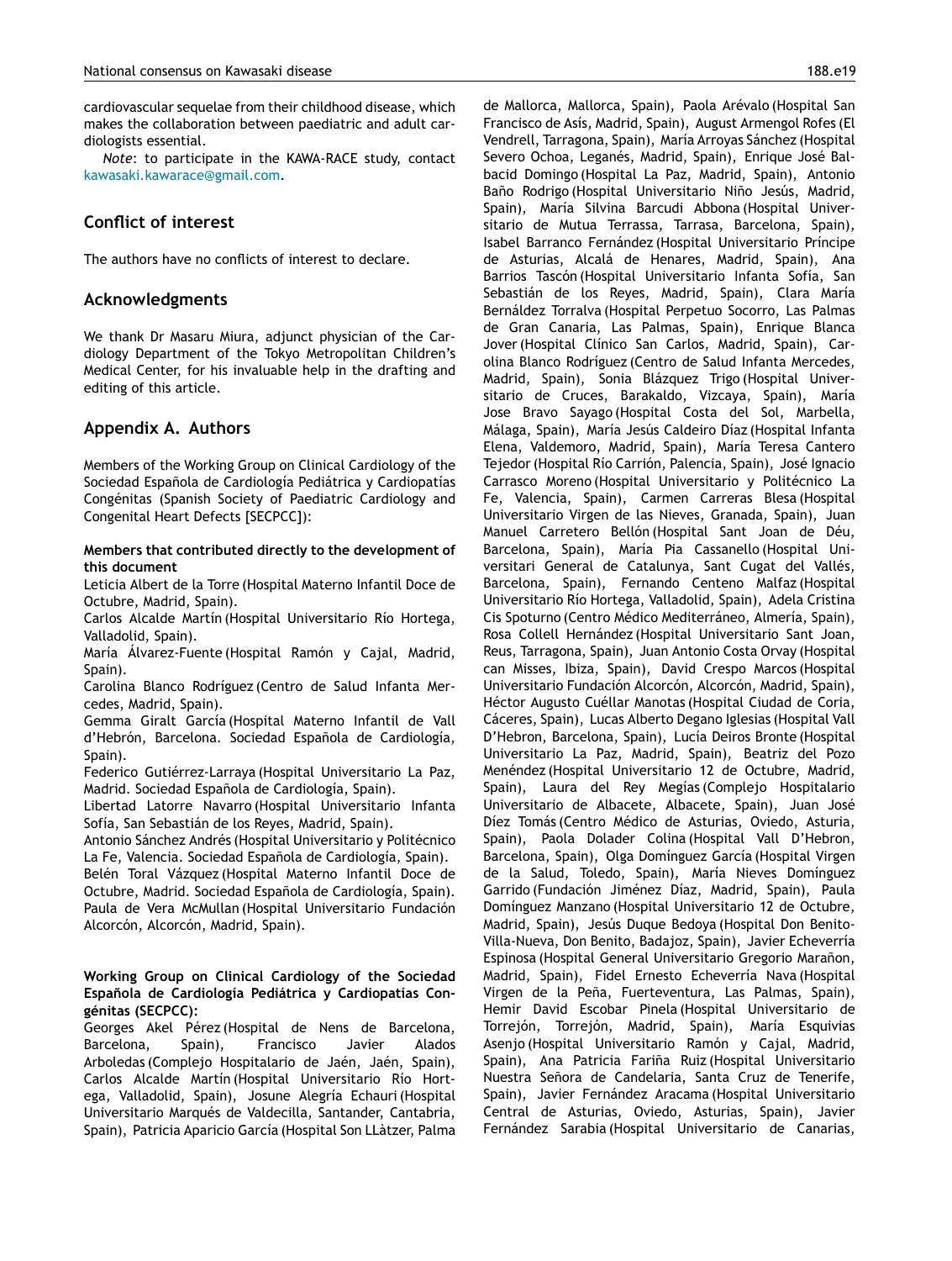cardiovascular sequelae from their childhood disease, which makes the collaboration between paediatric and adult cardiologists essential.

*Note*: to participate in the KAWA-RACE study, contact kawasaki.kawarace@gmail.com.

## Conflict of interest

The authors have no conflicts of interest to declare.

## Acknowledgments

We thank Dr Masaru Miura, adjunct physician of the Cardiology Department of the Tokyo Metropolitan Children's Medical Center, for his invaluable help in the drafting and editing of this article.

## Appendix A. Authors

Members of the Working Group on Clinical Cardiology of the Sociedad Española de Cardiología Pediátrica y Cardiopatías Congénitas (Spanish Society of Paediatric Cardiology and Congenital Heart Defects [SECPCC]):

**Members that contributed directly to the development of this document**

Leticia Albert de la Torre (Hospital Materno Infantil Doce de Octubre, Madrid, Spain).
Carlos Alcalde Martín (Hospital Universitario Río Hortega, Valladolid, Spain).
María Álvarez-Fuente (Hospital Ramón y Cajal, Madrid, Spain).
Carolina Blanco Rodríguez (Centro de Salud Infanta Mercedes, Madrid, Spain).
Gemma Giralt García (Hospital Materno Infantil de Vall d'Hebrón, Barcelona. Sociedad Española de Cardiología, Spain).
Federico Gutiérrez-Larraya (Hospital Universitario La Paz, Madrid. Sociedad Española de Cardiología, Spain).
Libertad Latorre Navarro (Hospital Universitario Infanta Sofía, San Sebastián de los Reyes, Madrid, Spain).
Antonio Sánchez Andrés (Hospital Universitario y Politécnico La Fe, Valencia. Sociedad Española de Cardiología, Spain).
Belén Toral Vázquez (Hospital Materno Infantil Doce de Octubre, Madrid. Sociedad Española de Cardiología, Spain).
Paula de Vera McMullan (Hospital Universitario Fundación Alcorcón, Alcorcón, Madrid, Spain).

**Working Group on Clinical Cardiology of the Sociedad Española de Cardiología Pediátrica y Cardiopatías Congénitas (SECPCC):**

Georges Akel Pérez (Hospital de Nens de Barcelona, Barcelona, Spain), Francisco Javier Alados Arboledas (Complejo Hospitalario de Jaén, Jaén, Spain), Carlos Alcalde Martín (Hospital Universitario Río Hortega, Valladolid, Spain), Josune Alegría Echauri (Hospital Universitario Marqués de Valdecilla, Santander, Cantabria, Spain), Patricia Aparicio García (Hospital Son LLàtzer, Palma de Mallorca, Mallorca, Spain), Paola Arévalo (Hospital San Francisco de Asís, Madrid, Spain), August Armengol Rofes (El Vendrell, Tarragona, Spain), María Arroyas Sánchez (Hospital Severo Ochoa, Leganés, Madrid, Spain), Enrique José Balbacid Domingo (Hospital La Paz, Madrid, Spain), Antonio Baño Rodrigo (Hospital Universitario Niño Jesús, Madrid, Spain), María Silvina Barcudi Abbona (Hospital Universitario de Mutua Terrassa, Tarrasa, Barcelona, Spain), Isabel Barranco Fernández (Hospital Universitario Príncipe de Asturias, Alcalá de Henares, Madrid, Spain), Ana Barrios Tascón (Hospital Universitario Infanta Sofía, San Sebastián de los Reyes, Madrid, Spain), Clara María Bernáldez Torralva (Hospital Perpetuo Socorro, Las Palmas de Gran Canaria, Las Palmas, Spain), Enrique Blanca Jover (Hospital Clínico San Carlos, Madrid, Spain), Carolina Blanco Rodríguez (Centro de Salud Infanta Mercedes, Madrid, Spain), Sonia Blázquez Trigo (Hospital Universitario de Cruces, Barakaldo, Vizcaya, Spain), María Jose Bravo Sayago (Hospital Costa del Sol, Marbella, Málaga, Spain), María Jesús Caldeiro Díaz (Hospital Infanta Elena, Valdemoro, Madrid, Spain), María Teresa Cantero Tejedor (Hospital Río Carrión, Palencia, Spain), José Ignacio Carrasco Moreno (Hospital Universitario y Politécnico La Fe, Valencia, Spain), Carmen Carreras Blesa (Hospital Universitario Virgen de las Nieves, Granada, Spain), Juan Manuel Carretero Bellón (Hospital Sant Joan de Déu, Barcelona, Spain), María Pia Cassanello (Hospital Universitari General de Catalunya, Sant Cugat del Vallés, Barcelona, Spain), Fernando Centeno Malfaz (Hospital Universitario Río Hortega, Valladolid, Spain), Adela Cristina Cis Spoturno (Centro Médico Mediterráneo, Almería, Spain), Rosa Collell Hernández (Hospital Universitario Sant Joan, Reus, Tarragona, Spain), Juan Antonio Costa Orvay (Hospital can Misses, Ibiza, Spain), David Crespo Marcos (Hospital Universitario Fundación Alcorcón, Alcorcón, Madrid, Spain), Héctor Augusto Cuéllar Manotas (Hospital Ciudad de Coria, Cáceres, Spain), Lucas Alberto Degano Iglesias (Hospital Vall D'Hebron, Barcelona, Spain), Lucía Deiros Bronte (Hospital Universitario La Paz, Madrid, Spain), Beatriz del Pozo Menéndez (Hospital Universitario 12 de Octubre, Madrid, Spain), Laura del Rey Megías (Complejo Hospitalario Universitario de Albacete, Albacete, Spain), Juan José Díez Tomás (Centro Médico de Asturias, Oviedo, Asturia, Spain), Paola Dolader Colina (Hospital Vall D'Hebron, Barcelona, Spain), Olga Domínguez García (Hospital Virgen de la Salud, Toledo, Spain), María Nieves Domínguez Garrido (Fundación Jiménez Díaz, Madrid, Spain), Paula Domínguez Manzano (Hospital Universitario 12 de Octubre, Madrid, Spain), Jesús Duque Bedoya (Hospital Don Benito-Villa-Nueva, Don Benito, Badajoz, Spain), Javier Echeverría Espinosa (Hospital General Universitario Gregorio Marañon, Madrid, Spain), Fidel Ernesto Echeverría Nava (Hospital Virgen de la Peña, Fuerteventura, Las Palmas, Spain), Hemir David Escobar Pinela (Hospital Universitario de Torrejón, Torrejón, Madrid, Spain), María Esquivias Asenjo (Hospital Universitario Ramón y Cajal, Madrid, Spain), Ana Patricia Fariña Ruiz (Hospital Universitario Nuestra Señora de Candelaria, Santa Cruz de Tenerife, Spain), Javier Fernández Aracama (Hospital Universitario Central de Asturias, Oviedo, Asturias, Spain), Javier Fernández Sarabia (Hospital Universitario de Canarias,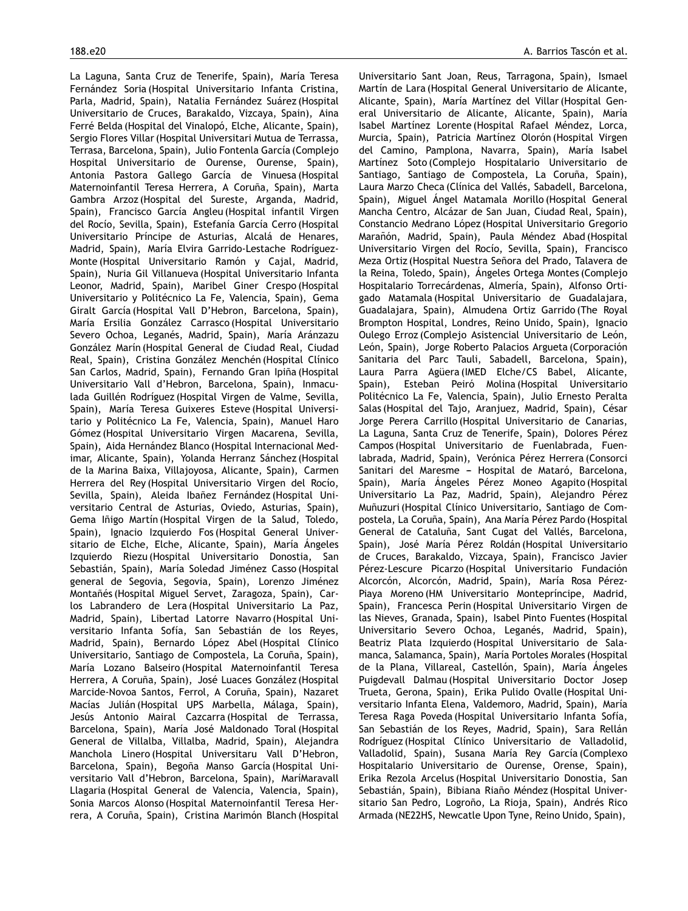La Laguna, Santa Cruz de Tenerife, Spain), María Teresa Fernández Soria (Hospital Universitario Infanta Cristina, Parla, Madrid, Spain), Natalia Fernández Suárez (Hospital Universitario de Cruces, Barakaldo, Vizcaya, Spain), Aina Ferré Belda (Hospital del Vinalopó, Elche, Alicante, Spain), Sergio Flores Villar (Hospital Universitari Mutua de Terrassa, Terrasa, Barcelona, Spain), Julio Fontenla García (Complejo Hospital Universitario de Ourense, Ourense, Spain), Antonia Pastora Gallego García de Vinuesa (Hospital Maternoinfantil Teresa Herrera, A Coruña, Spain), Marta Gambra Arzoz (Hospital del Sureste, Arganda, Madrid, Spain), Francisco García Angleu (Hospital infantil Virgen del Rocío, Sevilla, Spain), Estefanía García Cerro (Hospital Universitario Príncipe de Asturias, Alcalá de Henares, Madrid, Spain), María Elvira Garrido-Lestache Rodríguez-Monte (Hospital Universitario Ramón y Cajal, Madrid, Spain), Nuria Gil Villanueva (Hospital Universitario Infanta Leonor, Madrid, Spain), Maribel Giner Crespo (Hospital Universitario y Politécnico La Fe, Valencia, Spain), Gema Giralt García (Hospital Vall D'Hebron, Barcelona, Spain), María Ersilia González Carrasco (Hospital Universitario Severo Ochoa, Leganés, Madrid, Spain), María Aránzazu González Marín (Hospital General de Ciudad Real, Ciudad Real, Spain), Cristina González Menchén (Hospital Clínico San Carlos, Madrid, Spain), Fernando Gran Ipiña (Hospital Universitario Vall d'Hebron, Barcelona, Spain), Inmaculada Guillén Rodríguez (Hospital Virgen de Valme, Sevilla, Spain), María Teresa Guixeres Esteve (Hospital Universitario y Politécnico La Fe, Valencia, Spain), Manuel Haro Gómez (Hospital Universitario Virgen Macarena, Sevilla, Spain), Aida Hernández Blanco (Hospital Internacional Medimar, Alicante, Spain), Yolanda Herranz Sánchez (Hospital de la Marina Baixa, Villajoyosa, Alicante, Spain), Carmen Herrera del Rey (Hospital Universitario Virgen del Rocío, Sevilla, Spain), Aleida Ibañez Fernández (Hospital Universitario Central de Asturias, Oviedo, Asturias, Spain), Gema Iñigo Martín (Hospital Virgen de la Salud, Toledo, Spain), Ignacio Izquierdo Fos (Hospital General Universitario de Elche, Elche, Alicante, Spain), María Ángeles Izquierdo Riezu (Hospital Universitario Donostia, San Sebastián, Spain), María Soledad Jiménez Casso (Hospital general de Segovia, Segovia, Spain), Lorenzo Jiménez Montañés (Hospital Miguel Servet, Zaragoza, Spain), Carlos Labrandero de Lera (Hospital Universitario La Paz, Madrid, Spain), Libertad Latorre Navarro (Hospital Universitario Infanta Sofía, San Sebastián de los Reyes, Madrid, Spain), Bernardo López Abel (Hospital Clínico Universitario, Santiago de Compostela, La Coruña, Spain), María Lozano Balseiro (Hospital Maternoinfantil Teresa Herrera, A Coruña, Spain), José Luaces González (Hospital Marcide-Novoa Santos, Ferrol, A Coruña, Spain), Nazaret Macías Julián (Hospital UPS Marbella, Málaga, Spain), Jesús Antonio Mairal Cazcarra (Hospital de Terrassa, Barcelona, Spain), María José Maldonado Toral (Hospital General de Villalba, Villalba, Madrid, Spain), Alejandra Manchola Linero (Hospital Universitaru Vall D'Hebron, Barcelona, Spain), Begoña Manso García (Hospital Universitario Vall d'Hebron, Barcelona, Spain), MaríMaravall Llagaria (Hospital General de Valencia, Valencia, Spain), Sonia Marcos Alonso (Hospital Maternoinfantil Teresa Herrera, A Coruña, Spain), Cristina Marimón Blanch (Hospital Universitario Sant Joan, Reus, Tarragona, Spain), Ismael Martín de Lara (Hospital General Universitario de Alicante, Alicante, Spain), María Martínez del Villar (Hospital General Universitario de Alicante, Alicante, Spain), María Isabel Martínez Lorente (Hospital Rafael Méndez, Lorca, Murcia, Spain), Patricia Martínez Olorón (Hospital Virgen del Camino, Pamplona, Navarra, Spain), María Isabel Martínez Soto (Complejo Hospitalario Universitario de Santiago, Santiago de Compostela, La Coruña, Spain), Laura Marzo Checa (Clínica del Vallés, Sabadell, Barcelona, Spain), Miguel Ángel Matamala Morillo (Hospital General Mancha Centro, Alcázar de San Juan, Ciudad Real, Spain), Constancio Medrano López (Hospital Universitario Gregorio Marañón, Madrid, Spain), Paula Méndez Abad (Hospital Universitario Virgen del Rocío, Sevilla, Spain), Francisco Meza Ortiz (Hospital Nuestra Señora del Prado, Talavera de la Reina, Toledo, Spain), Ángeles Ortega Montes (Complejo Hospitalario Torrecárdenas, Almería, Spain), Alfonso Ortigado Matamala (Hospital Universitario de Guadalajara, Guadalajara, Spain), Almudena Ortiz Garrido (The Royal Brompton Hospital, Londres, Reino Unido, Spain), Ignacio Oulego Erroz (Complejo Asistencial Universitario de León, León, Spain), Jorge Roberto Palacios Argueta (Corporación Sanitaria del Parc Tauli, Sabadell, Barcelona, Spain), Laura Parra Agüera (IMED Elche/CS Babel, Alicante, Spain), Esteban Peiró Molina (Hospital Universitario Politécnico La Fe, Valencia, Spain), Julio Ernesto Peralta Salas (Hospital del Tajo, Aranjuez, Madrid, Spain), César Jorge Perera Carrillo (Hospital Universitario de Canarias, La Laguna, Santa Cruz de Tenerife, Spain), Dolores Pérez Campos (Hospital Universitario de Fuenlabrada, Fuenlabrada, Madrid, Spain), Verónica Pérez Herrera (Consorci Sanitari del Maresme – Hospital de Mataró, Barcelona, Spain), María Ángeles Pérez Moneo Agapito (Hospital Universitario La Paz, Madrid, Spain), Alejandro Pérez Muñuzuri (Hospital Clínico Universitario, Santiago de Compostela, La Coruña, Spain), Ana María Pérez Pardo (Hospital General de Cataluña, Sant Cugat del Vallés, Barcelona, Spain), José María Pérez Roldán (Hospital Universitario de Cruces, Barakaldo, Vizcaya, Spain), Francisco Javier Pérez-Lescure Picarzo (Hospital Universitario Fundación Alcorcón, Alcorcón, Madrid, Spain), María Rosa Pérez-Piaya Moreno (HM Universitario Montepríncipe, Madrid, Spain), Francesca Perin (Hospital Universitario Virgen de las Nieves, Granada, Spain), Isabel Pinto Fuentes (Hospital Universitario Severo Ochoa, Leganés, Madrid, Spain), Beatriz Plata Izquierdo (Hospital Universitario de Salamanca, Salamanca, Spain), María Portoles Morales (Hospital de la Plana, Villareal, Castellón, Spain), María Ángeles Puigdevall Dalmau (Hospital Universitario Doctor Josep Trueta, Gerona, Spain), Erika Pulido Ovalle (Hospital Universitario Infanta Elena, Valdemoro, Madrid, Spain), María Teresa Raga Poveda (Hospital Universitario Infanta Sofía, San Sebastián de los Reyes, Madrid, Spain), Sara Rellán Rodríguez (Hospital Clínico Universitario de Valladolid, Valladolid, Spain), Susana María Rey García (Complexo Hospitalario Universitario de Ourense, Orense, Spain), Erika Rezola Arcelus (Hospital Universitario Donostia, San Sebastián, Spain), Bibiana Riaño Méndez (Hospital Universitario San Pedro, Logroño, La Rioja, Spain), Andrés Rico Armada (NE22HS, Newcatle Upon Tyne, Reino Unido, Spain),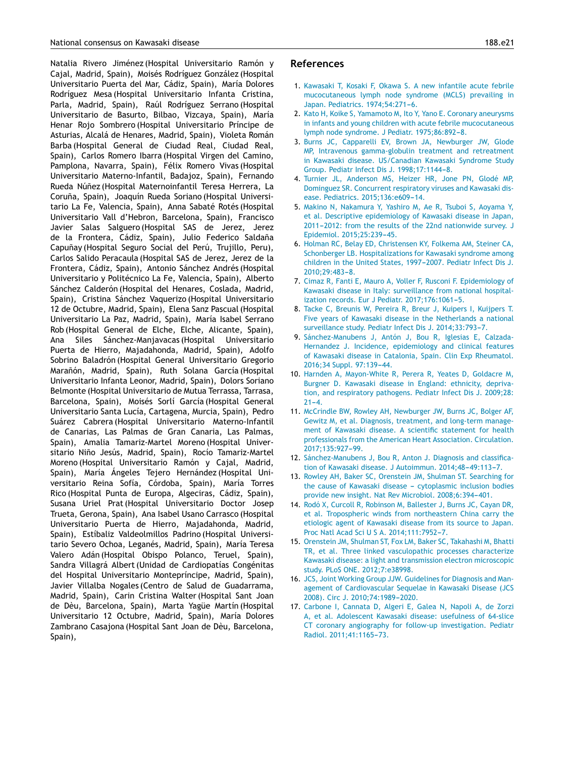Natalia Rivero Jiménez (Hospital Universitario Ramón y Cajal, Madrid, Spain), Moisés Rodríguez González (Hospital Universitario Puerta del Mar, Cádiz, Spain), María Dolores Rodríguez Mesa (Hospital Universitario Infanta Cristina, Parla, Madrid, Spain), Raúl Rodríguez Serrano (Hospital Universitario de Basurto, Bilbao, Vizcaya, Spain), María Henar Rojo Sombrero (Hospital Universitario Príncipe de Asturias, Alcalá de Henares, Madrid, Spain), Violeta Román Barba (Hospital General de Ciudad Real, Ciudad Real, Spain), Carlos Romero Ibarra (Hospital Virgen del Camino, Pamplona, Navarra, Spain), Félix Romero Vivas (Hospital Universitario Materno-Infantil, Badajoz, Spain), Fernando Rueda Núñez (Hospital Maternoinfantil Teresa Herrera, La Coruña, Spain), Joaquín Rueda Soriano (Hospital Universitario La Fe, Valencia, Spain), Anna Sabaté Rotés (Hospital Universitario Vall d'Hebron, Barcelona, Spain), Francisco Javier Salas Salguero (Hospital SAS de Jerez, Jerez de la Frontera, Cádiz, Spain), Julio Federico Saldaña Capuñay (Hospital Seguro Social del Perú, Trujillo, Peru), Carlos Salido Peracaula (Hospital SAS de Jerez, Jerez de la Frontera, Cádiz, Spain), Antonio Sánchez Andrés (Hospital Universitario y Politécnico La Fe, Valencia, Spain), Alberto Sánchez Calderón (Hospital del Henares, Coslada, Madrid, Spain), Cristina Sánchez Vaquerizo (Hospital Universitario 12 de Octubre, Madrid, Spain), Elena Sanz Pascual (Hospital Universitario La Paz, Madrid, Spain), María Isabel Serrano Rob (Hospital General de Elche, Elche, Alicante, Spain), Ana Siles Sánchez-Manjavacas (Hospital Universitario Puerta de Hierro, Majadahonda, Madrid, Spain), Adolfo Sobrino Baladrón (Hospital General Universitario Gregorio Marañón, Madrid, Spain), Ruth Solana García (Hospital Universitario Infanta Leonor, Madrid, Spain), Dolors Soriano Belmonte (Hospital Universitario de Mutua Terrassa, Tarrasa, Barcelona, Spain), Moisés Sorlí García (Hospital General Universitario Santa Lucía, Cartagena, Murcia, Spain), Pedro Suárez Cabrera (Hospital Universitario Materno-Infantil de Canarias, Las Palmas de Gran Canaria, Las Palmas, Spain), Amalia Tamariz-Martel Moreno (Hospital Universitario Niño Jesús, Madrid, Spain), Rocío Tamariz-Martel Moreno (Hospital Universitario Ramón y Cajal, Madrid, Spain), María Ángeles Tejero Hernández (Hospital Universitario Reina Sofía, Córdoba, Spain), María Torres Rico (Hospital Punta de Europa, Algeciras, Cádiz, Spain), Susana Uriel Prat (Hospital Universitario Doctor Josep Trueta, Gerona, Spain), Ana Isabel Usano Carrasco (Hospital Universitario Puerta de Hierro, Majadahonda, Madrid, Spain), Estíbaliz Valdeolmillos Padrino (Hospital Universitario Severo Ochoa, Leganés, Madrid, Spain), María Teresa Valero Adán (Hospital Obispo Polanco, Teruel, Spain), Sandra Villagrá Albert (Unidad de Cardiopatías Congénitas del Hospital Universitario Montepríncipe, Madrid, Spain), Javier Villalba Nogales (Centro de Salud de Guadarrama, Madrid, Spain), Carin Cristina Walter (Hospital Sant Joan de Dèu, Barcelona, Spain), Marta Yagüe Martín (Hospital Universitario 12 Octubre, Madrid, Spain), María Dolores Zambrano Casajona (Hospital Sant Joan de Dèu, Barcelona, Spain),

## References

1. Kawasaki T, Kosaki F, Okawa S. A new infantile acute febrile mucocutaneous lymph node syndrome (MCLS) prevailing in Japan. Pediatrics. 1974;54:271–6.
2. Kato H, Koike S, Yamamoto M, Ito Y, Yano E. Coronary aneurysms in infants and young children with acute febrile mucocutaneous lymph node syndrome. J Pediatr. 1975;86:892–8.
3. Burns JC, Capparelli EV, Brown JA, Newburger JW, Glode MP, Intravenous gamma-globulin treatment and retreatment in Kawasaki disease. US/Canadian Kawasaki Syndrome Study Group. Pediatr Infect Dis J. 1998;17:1144–8.
4. Turnier JL, Anderson MS, Heizer HR, Jone PN, Glodé MP, Dominguez SR. Concurrent respiratory viruses and Kawasaki disease. Pediatrics. 2015;136:e609–14.
5. Makino N, Nakamura Y, Yashiro M, Ae R, Tsuboi S, Aoyama Y, et al. Descriptive epidemiology of Kawasaki disease in Japan, 2011–2012: from the results of the 22nd nationwide survey. J Epidemiol. 2015;25:239–45.
6. Holman RC, Belay ED, Christensen KY, Folkema AM, Steiner CA, Schonberger LB. Hospitalizations for Kawasaki syndrome among children in the United States, 1997–2007. Pediatr Infect Dis J. 2010;29:483–8.
7. Cimaz R, Fanti E, Mauro A, Voller F, Rusconi F. Epidemiology of Kawasaki disease in Italy: surveillance from national hospitalization records. Eur J Pediatr. 2017;176:1061–5.
8. Tacke C, Breunis W, Pereira R, Breur J, Kuipers I, Kuijpers T. Five years of Kawasaki disease in the Netherlands a national surveillance study. Pediatr Infect Dis J. 2014;33:793–7.
9. Sánchez-Manubens J, Antón J, Bou R, Iglesias E, Calzada-Hernandez J. Incidence, epidemiology and clinical features of Kawasaki disease in Catalonia, Spain. Clin Exp Rheumatol. 2016;34 Suppl. 97:139–44.
10. Harnden A, Mayon-White R, Perera R, Yeates D, Goldacre M, Burgner D. Kawasaki disease in England: ethnicity, deprivation, and respiratory pathogens. Pediatr Infect Dis J. 2009;28:21–4.
11. McCrindle BW, Rowley AH, Newburger JW, Burns JC, Bolger AF, Gewitz M, et al. Diagnosis, treatment, and long-term management of Kawasaki disease. A scientific statement for health professionals from the American Heart Association. Circulation. 2017;135:927–99.
12. Sánchez-Manubens J, Bou R, Anton J. Diagnosis and classification of Kawasaki disease. J Autoimmun. 2014;48–49:113–7.
13. Rowley AH, Baker SC, Orenstein JM, Shulman ST. Searching for the cause of Kawasaki disease – cytoplasmic inclusion bodies provide new insight. Nat Rev Microbiol. 2008;6:394–401.
14. Rodó X, Curcoll R, Robinson M, Ballester J, Burns JC, Cayan DR, et al. Tropospheric winds from northeastern China carry the etiologic agent of Kawasaki disease from its source to Japan. Proc Natl Acad Sci U S A. 2014;111:7952–7.
15. Orenstein JM, Shulman ST, Fox LM, Baker SC, Takahashi M, Bhatti TR, et al. Three linked vasculopathic processes characterize Kawasaki disease: a light and transmission electron microscopic study. PLoS ONE. 2012;7:e38998.
16. JCS, Joint Working Group JJW. Guidelines for Diagnosis and Management of Cardiovascular Sequelae in Kawasaki Disease (JCS 2008). Circ J. 2010;74:1989–2020.
17. Carbone I, Cannata D, Algeri E, Galea N, Napoli A, de Zorzi A, et al. Adolescent Kawasaki disease: usefulness of 64-slice CT coronary angiography for follow-up investigation. Pediatr Radiol. 2011;41:1165–73.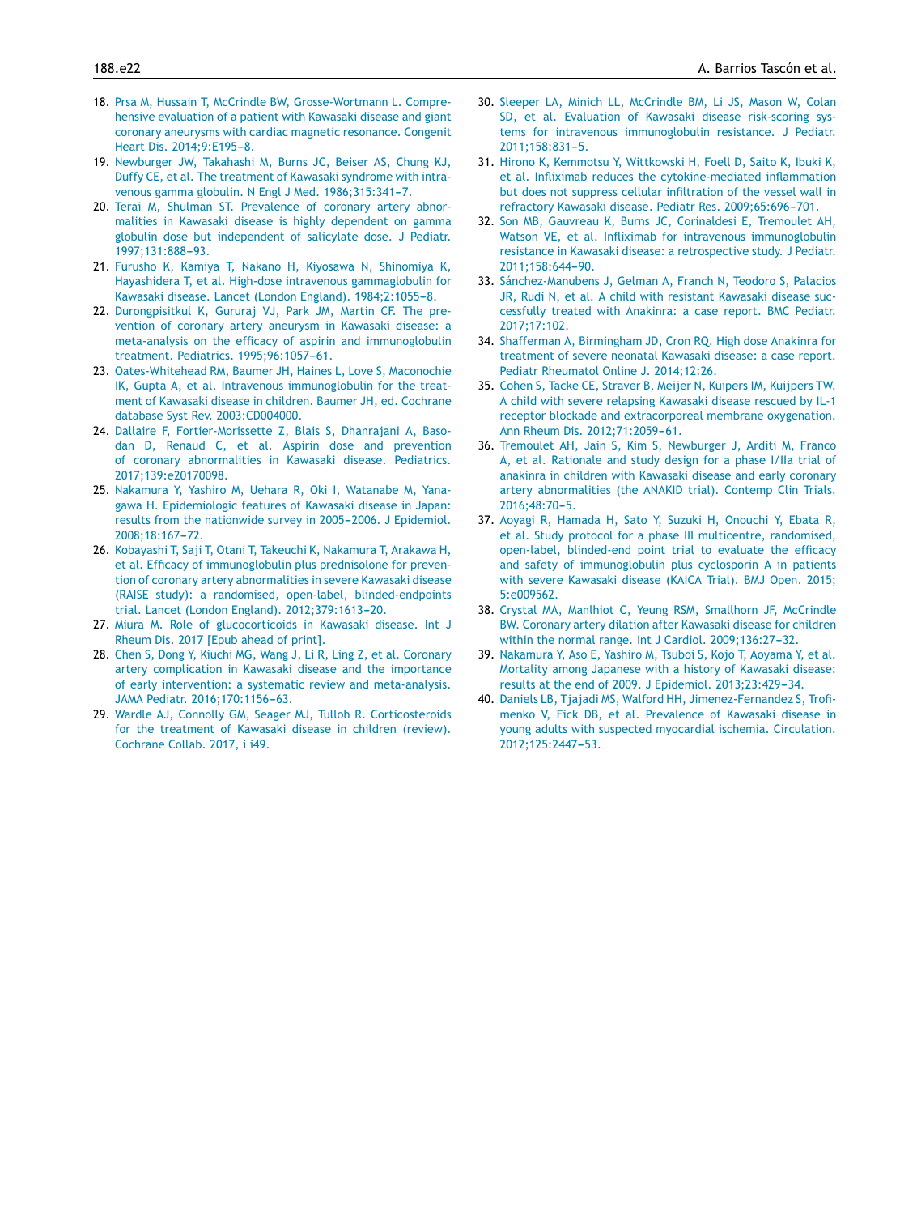18. Prsa M, Hussain T, McCrindle BW, Grosse-Wortmann L. Comprehensive evaluation of a patient with Kawasaki disease and giant coronary aneurysms with cardiac magnetic resonance. Congenit Heart Dis. 2014;9:E195–8.
19. Newburger JW, Takahashi M, Burns JC, Beiser AS, Chung KJ, Duffy CE, et al. The treatment of Kawasaki syndrome with intravenous gamma globulin. N Engl J Med. 1986;315:341–7.
20. Terai M, Shulman ST. Prevalence of coronary artery abnormalities in Kawasaki disease is highly dependent on gamma globulin dose but independent of salicylate dose. J Pediatr. 1997;131:888–93.
21. Furusho K, Kamiya T, Nakano H, Kiyosawa N, Shinomiya K, Hayashidera T, et al. High-dose intravenous gammaglobulin for Kawasaki disease. Lancet (London England). 1984;2:1055–8.
22. Durongpisitkul K, Gururaj VJ, Park JM, Martin CF. The prevention of coronary artery aneurysm in Kawasaki disease: a meta-analysis on the efficacy of aspirin and immunoglobulin treatment. Pediatrics. 1995;96:1057–61.
23. Oates-Whitehead RM, Baumer JH, Haines L, Love S, Maconochie IK, Gupta A, et al. Intravenous immunoglobulin for the treatment of Kawasaki disease in children. Baumer JH, ed. Cochrane database Syst Rev. 2003:CD004000.
24. Dallaire F, Fortier-Morissette Z, Blais S, Dhanrajani A, Basodan D, Renaud C, et al. Aspirin dose and prevention of coronary abnormalities in Kawasaki disease. Pediatrics. 2017;139:e20170098.
25. Nakamura Y, Yashiro M, Uehara R, Oki I, Watanabe M, Yanagawa H. Epidemiologic features of Kawasaki disease in Japan: results from the nationwide survey in 2005–2006. J Epidemiol. 2008;18:167–72.
26. Kobayashi T, Saji T, Otani T, Takeuchi K, Nakamura T, Arakawa H, et al. Efficacy of immunoglobulin plus prednisolone for prevention of coronary artery abnormalities in severe Kawasaki disease (RAISE study): a randomised, open-label, blinded-endpoints trial. Lancet (London England). 2012;379:1613–20.
27. Miura M. Role of glucocorticoids in Kawasaki disease. Int J Rheum Dis. 2017 [Epub ahead of print].
28. Chen S, Dong Y, Kiuchi MG, Wang J, Li R, Ling Z, et al. Coronary artery complication in Kawasaki disease and the importance of early intervention: a systematic review and meta-analysis. JAMA Pediatr. 2016;170:1156–63.
29. Wardle AJ, Connolly GM, Seager MJ, Tulloh R. Corticosteroids for the treatment of Kawasaki disease in children (review). Cochrane Collab. 2017, i i49.
30. Sleeper LA, Minich LL, McCrindle BM, Li JS, Mason W, Colan SD, et al. Evaluation of Kawasaki disease risk-scoring systems for intravenous immunoglobulin resistance. J Pediatr. 2011;158:831–5.
31. Hirono K, Kemmotsu Y, Wittkowski H, Foell D, Saito K, Ibuki K, et al. Infliximab reduces the cytokine-mediated inflammation but does not suppress cellular infiltration of the vessel wall in refractory Kawasaki disease. Pediatr Res. 2009;65:696–701.
32. Son MB, Gauvreau K, Burns JC, Corinaldesi E, Tremoulet AH, Watson VE, et al. Infliximab for intravenous immunoglobulin resistance in Kawasaki disease: a retrospective study. J Pediatr. 2011;158:644–90.
33. Sánchez-Manubens J, Gelman A, Franch N, Teodoro S, Palacios JR, Rudi N, et al. A child with resistant Kawasaki disease successfully treated with Anakinra: a case report. BMC Pediatr. 2017;17:102.
34. Shafferman A, Birmingham JD, Cron RQ. High dose Anakinra for treatment of severe neonatal Kawasaki disease: a case report. Pediatr Rheumatol Online J. 2014;12:26.
35. Cohen S, Tacke CE, Straver B, Meijer N, Kuipers IM, Kuijpers TW. A child with severe relapsing Kawasaki disease rescued by IL-1 receptor blockade and extracorporeal membrane oxygenation. Ann Rheum Dis. 2012;71:2059–61.
36. Tremoulet AH, Jain S, Kim S, Newburger J, Arditi M, Franco A, et al. Rationale and study design for a phase I/IIa trial of anakinra in children with Kawasaki disease and early coronary artery abnormalities (the ANAKID trial). Contemp Clin Trials. 2016;48:70–5.
37. Aoyagi R, Hamada H, Sato Y, Suzuki H, Onouchi Y, Ebata R, et al. Study protocol for a phase III multicentre, randomised, open-label, blinded-end point trial to evaluate the efficacy and safety of immunoglobulin plus cyclosporin A in patients with severe Kawasaki disease (KAICA Trial). BMJ Open. 2015; 5:e009562.
38. Crystal MA, Manlhiot C, Yeung RSM, Smallhorn JF, McCrindle BW. Coronary artery dilation after Kawasaki disease for children within the normal range. Int J Cardiol. 2009;136:27–32.
39. Nakamura Y, Aso E, Yashiro M, Tsuboi S, Kojo T, Aoyama Y, et al. Mortality among Japanese with a history of Kawasaki disease: results at the end of 2009. J Epidemiol. 2013;23:429–34.
40. Daniels LB, Tjajadi MS, Walford HH, Jimenez-Fernandez S, Trofimenko V, Fick DB, et al. Prevalence of Kawasaki disease in young adults with suspected myocardial ischemia. Circulation. 2012;125:2447–53.